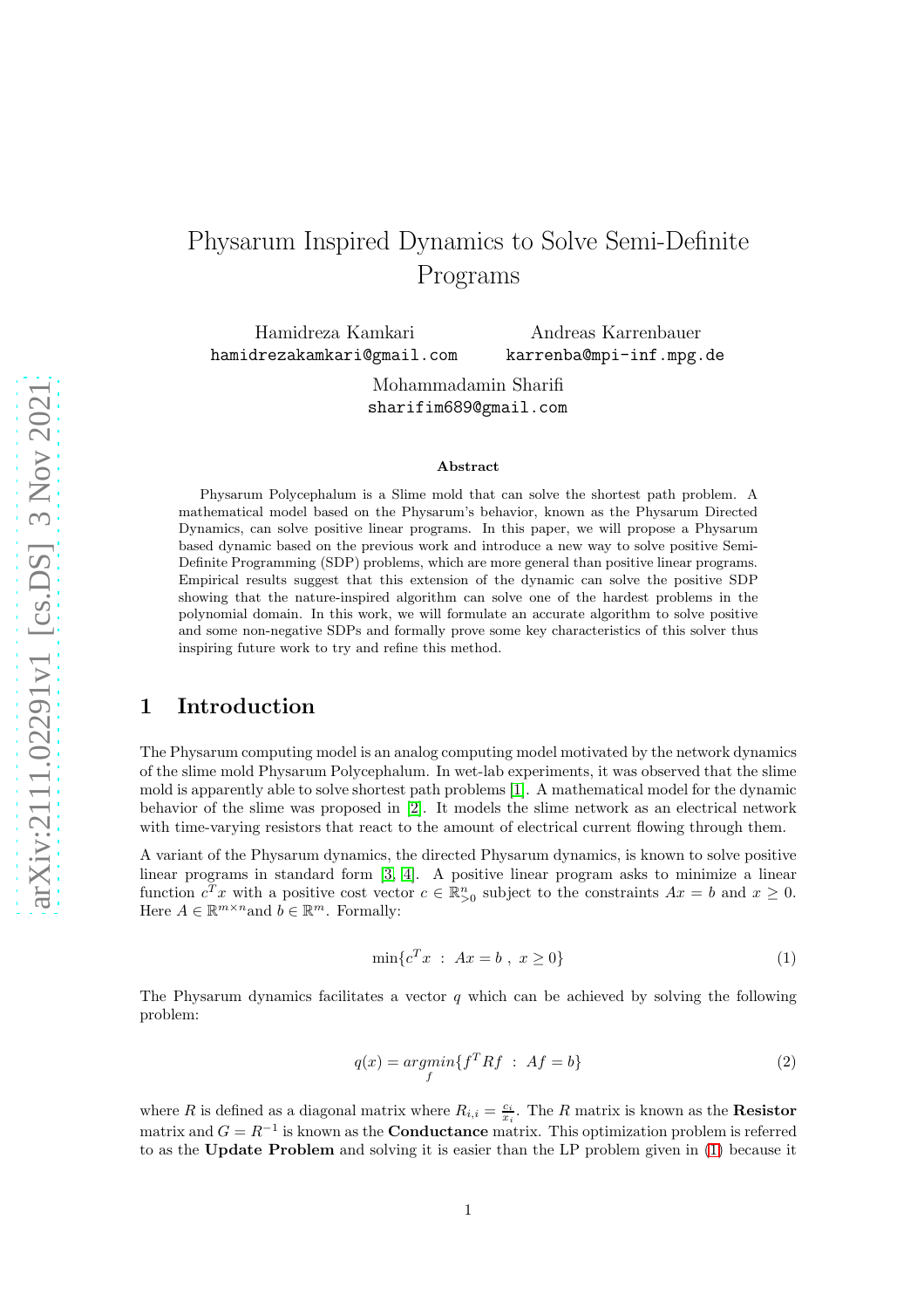# Physarum Inspired Dynamics to Solve Semi-Definite Programs

Hamidreza Kamkari
hamidrezakamkari@gmail.com

Andreas Karrenbauer
karrenba@mpi-inf.mpg.de

Mohammadamin Sharifi
sharifim689@gmail.com

### Abstract

Physarum Polycephalum is a Slime mold that can solve the shortest path problem. A mathematical model based on the Physarum's behavior, known as the Physarum Directed Dynamics, can solve positive linear programs. In this paper, we will propose a Physarum based dynamic based on the previous work and introduce a new way to solve positive Semi-Definite Programming (SDP) problems, which are more general than positive linear programs. Empirical results suggest that this extension of the dynamic can solve the positive SDP showing that the nature-inspired algorithm can solve one of the hardest problems in the polynomial domain. In this work, we will formulate an accurate algorithm to solve positive and some non-negative SDPs and formally prove some key characteristics of this solver thus inspiring future work to try and refine this method.

## 1 Introduction

The Physarum computing model is an analog computing model motivated by the network dynamics of the slime mold Physarum Polycephalum. In wet-lab experiments, it was observed that the slime mold is apparently able to solve shortest path problems [1]. A mathematical model for the dynamic behavior of the slime was proposed in [2]. It models the slime network as an electrical network with time-varying resistors that react to the amount of electrical current flowing through them.

A variant of the Physarum dynamics, the directed Physarum dynamics, is known to solve positive linear programs in standard form [3, 4]. A positive linear program asks to minimize a linear function $c^T x$ with a positive cost vector $c \in \mathbb{R}^n_{>0}$ subject to the constraints $Ax = b$ and $x \geq 0$. Here $A \in \mathbb{R}^{m \times n}$ and $b \in \mathbb{R}^m$. Formally:

$$\min\{c^T x \ : \ Ax = b \ , \ x \geq 0\} \tag{1}$$

The Physarum dynamics facilitates a vector $q$ which can be achieved by solving the following problem:

$$q(x) = \underset{f}{argmin}\{f^T R f \ : \ Af = b\} \tag{2}$$

where $R$ is defined as a diagonal matrix where $R_{i,i} = \frac{c_i}{x_i}$. The $R$ matrix is known as the **Resistor** matrix and $G = R^{-1}$ is known as the **Conductance** matrix. This optimization problem is referred to as the **Update Problem** and solving it is easier than the LP problem given in (1) because it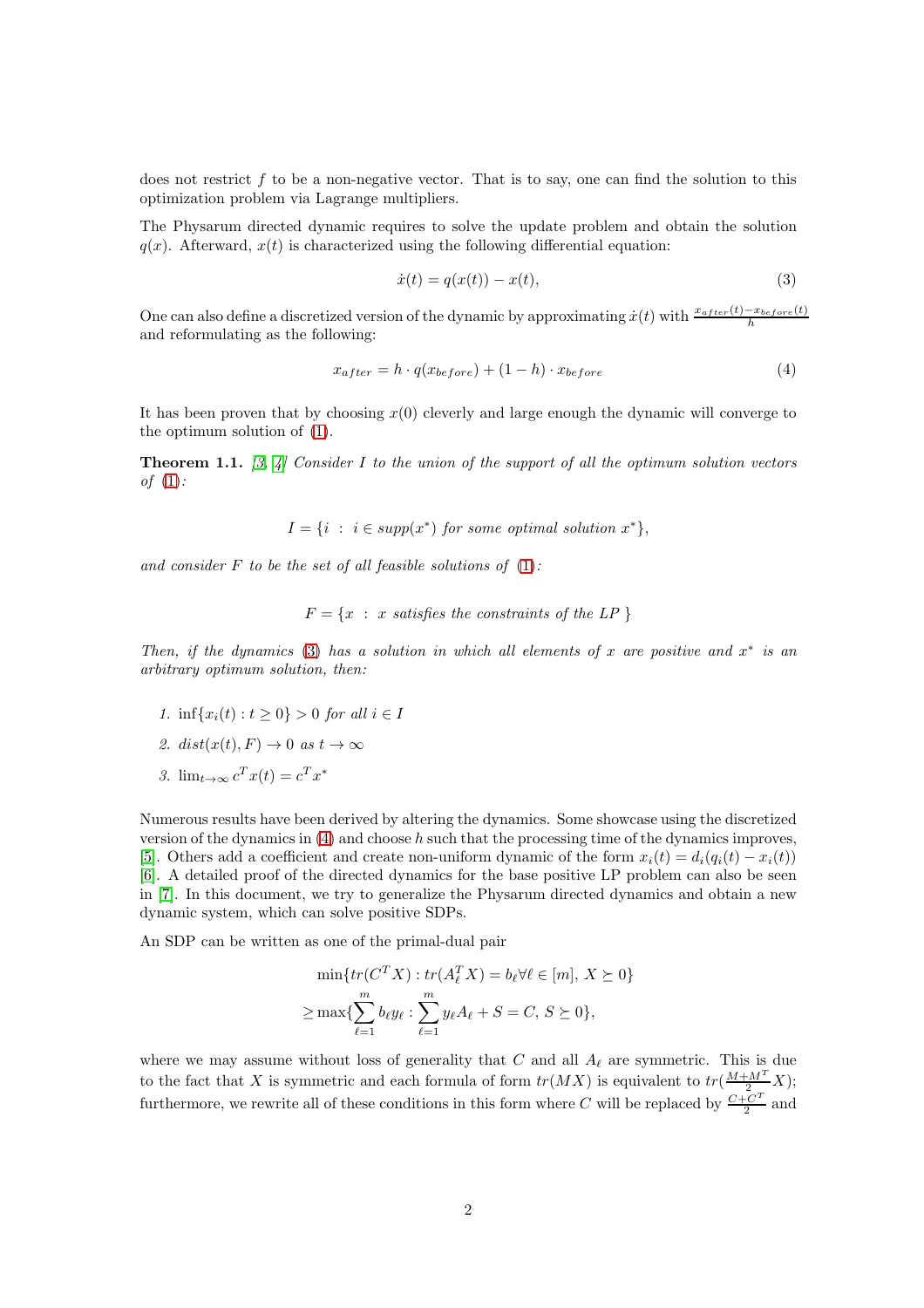does not restrict $f$ to be a non-negative vector. That is to say, one can find the solution to this optimization problem via Lagrange multipliers.

The Physarum directed dynamic requires to solve the update problem and obtain the solution $q(x)$. Afterward, $x(t)$ is characterized using the following differential equation:

$$\dot{x}(t) = q(x(t)) - x(t), \tag{3}$$

One can also define a discretized version of the dynamic by approximating $\dot{x}(t)$ with $\frac{x_{after}(t) - x_{before}(t)}{h}$ and reformulating as the following:

$$x_{after} = h \cdot q(x_{before}) + (1 - h) \cdot x_{before} \tag{4}$$

It has been proven that by choosing $x(0)$ cleverly and large enough the dynamic will converge to the optimum solution of (1).

**Theorem 1.1.** *[3, 4] Consider $I$ to the union of the support of all the optimum solution vectors of (1):*

$$I = \{i \ : \ i \in supp(x^*) \text{ for some optimal solution } x^*\},$$

*and consider $F$ to be the set of all feasible solutions of (1):*

$$F = \{x \ : \ x \text{ satisfies the constraints of the LP } \}$$

*Then, if the dynamics (3) has a solution in which all elements of $x$ are positive and $x^*$ is an arbitrary optimum solution, then:*

1. *$\inf\{x_i(t) : t \geq 0\} > 0$ for all $i \in I$*
2. *$dist(x(t), F) \to 0$ as $t \to \infty$*
3. *$\lim_{t\to\infty} c^T x(t) = c^T x^*$*

Numerous results have been derived by altering the dynamics. Some showcase using the discretized version of the dynamics in (4) and choose $h$ such that the processing time of the dynamics improves, [5]. Others add a coefficient and create non-uniform dynamic of the form $x_i(t) = d_i(q_i(t) - x_i(t))$ [6]. A detailed proof of the directed dynamics for the base positive LP problem can also be seen in [7]. In this document, we try to generalize the Physarum directed dynamics and obtain a new dynamic system, which can solve positive SDPs.

An SDP can be written as one of the primal-dual pair

$$\begin{aligned} &\min\{tr(C^T X) : tr(A_\ell^T X) = b_\ell \forall \ell \in [m], \, X \succeq 0\} \\ &\geq \max\{\sum_{\ell=1}^{m} b_\ell y_\ell : \sum_{\ell=1}^{m} y_\ell A_\ell + S = C, \, S \succeq 0\}, \end{aligned}$$

where we may assume without loss of generality that $C$ and all $A_\ell$ are symmetric. This is due to the fact that $X$ is symmetric and each formula of form $tr(MX)$ is equivalent to $tr(\frac{M+M^T}{2}X)$; furthermore, we rewrite all of these conditions in this form where $C$ will be replaced by $\frac{C+C^T}{2}$ and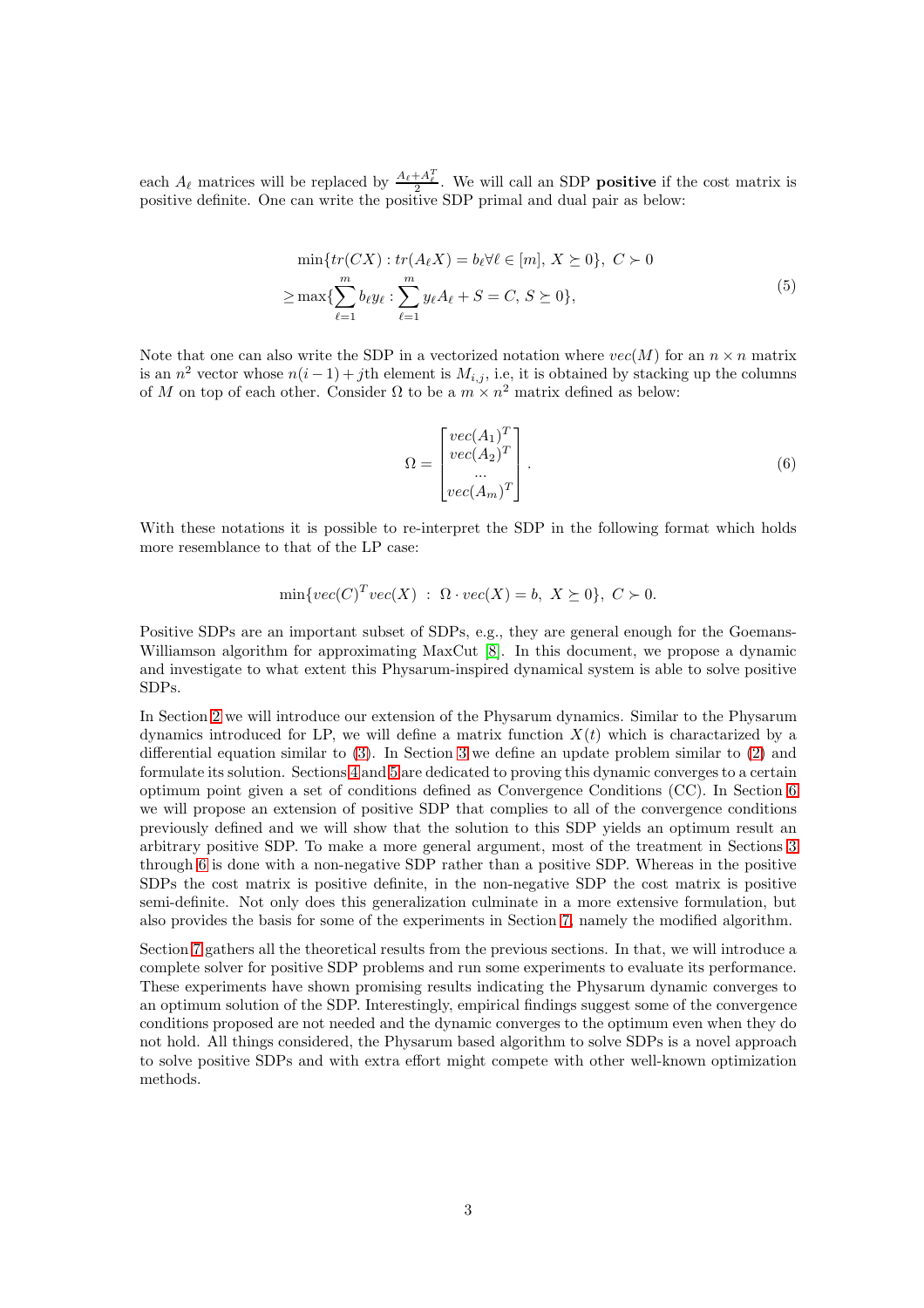each $A_\ell$ matrices will be replaced by $\frac{A_\ell + A_\ell^T}{2}$. We will call an SDP **positive** if the cost matrix is positive definite. One can write the positive SDP primal and dual pair as below:

$$
\begin{aligned}
&\min\{tr(CX) : tr(A_\ell X) = b_\ell \forall \ell \in [m],\ X \succeq 0\},\ C \succ 0 \\
&\geq \max\{\sum_{\ell=1}^{m} b_\ell y_\ell : \sum_{\ell=1}^{m} y_\ell A_\ell + S = C,\ S \succeq 0\},
\end{aligned}
\tag{5}
$$

Note that one can also write the SDP in a vectorized notation where $vec(M)$ for an $n \times n$ matrix is an $n^2$ vector whose $n(i-1)+j$th element is $M_{i,j}$, i.e, it is obtained by stacking up the columns of $M$ on top of each other. Consider $\Omega$ to be a $m \times n^2$ matrix defined as below:

$$
\Omega = \begin{bmatrix} vec(A_1)^T \\ vec(A_2)^T \\ \dots \\ vec(A_m)^T \end{bmatrix}.
\tag{6}
$$

With these notations it is possible to re-interpret the SDP in the following format which holds more resemblance to that of the LP case:

$$
\min\{vec(C)^T vec(X)\ :\ \Omega \cdot vec(X) = b,\ X \succeq 0\},\ C \succ 0.
$$

Positive SDPs are an important subset of SDPs, e.g., they are general enough for the Goemans-Williamson algorithm for approximating MaxCut [8]. In this document, we propose a dynamic and investigate to what extent this Physarum-inspired dynamical system is able to solve positive SDPs.

In Section 2 we will introduce our extension of the Physarum dynamics. Similar to the Physarum dynamics introduced for LP, we will define a matrix function $X(t)$ which is charactarized by a differential equation similar to (3). In Section 3 we define an update problem similar to (2) and formulate its solution. Sections 4 and 5 are dedicated to proving this dynamic converges to a certain optimum point given a set of conditions defined as Convergence Conditions (CC). In Section 6 we will propose an extension of positive SDP that complies to all of the convergence conditions previously defined and we will show that the solution to this SDP yields an optimum result an arbitrary positive SDP. To make a more general argument, most of the treatment in Sections 3 through 6 is done with a non-negative SDP rather than a positive SDP. Whereas in the positive SDPs the cost matrix is positive definite, in the non-negative SDP the cost matrix is positive semi-definite. Not only does this generalization culminate in a more extensive formulation, but also provides the basis for some of the experiments in Section 7, namely the modified algorithm.

Section 7 gathers all the theoretical results from the previous sections. In that, we will introduce a complete solver for positive SDP problems and run some experiments to evaluate its performance. These experiments have shown promising results indicating the Physarum dynamic converges to an optimum solution of the SDP. Interestingly, empirical findings suggest some of the convergence conditions proposed are not needed and the dynamic converges to the optimum even when they do not hold. All things considered, the Physarum based algorithm to solve SDPs is a novel approach to solve positive SDPs and with extra effort might compete with other well-known optimization methods.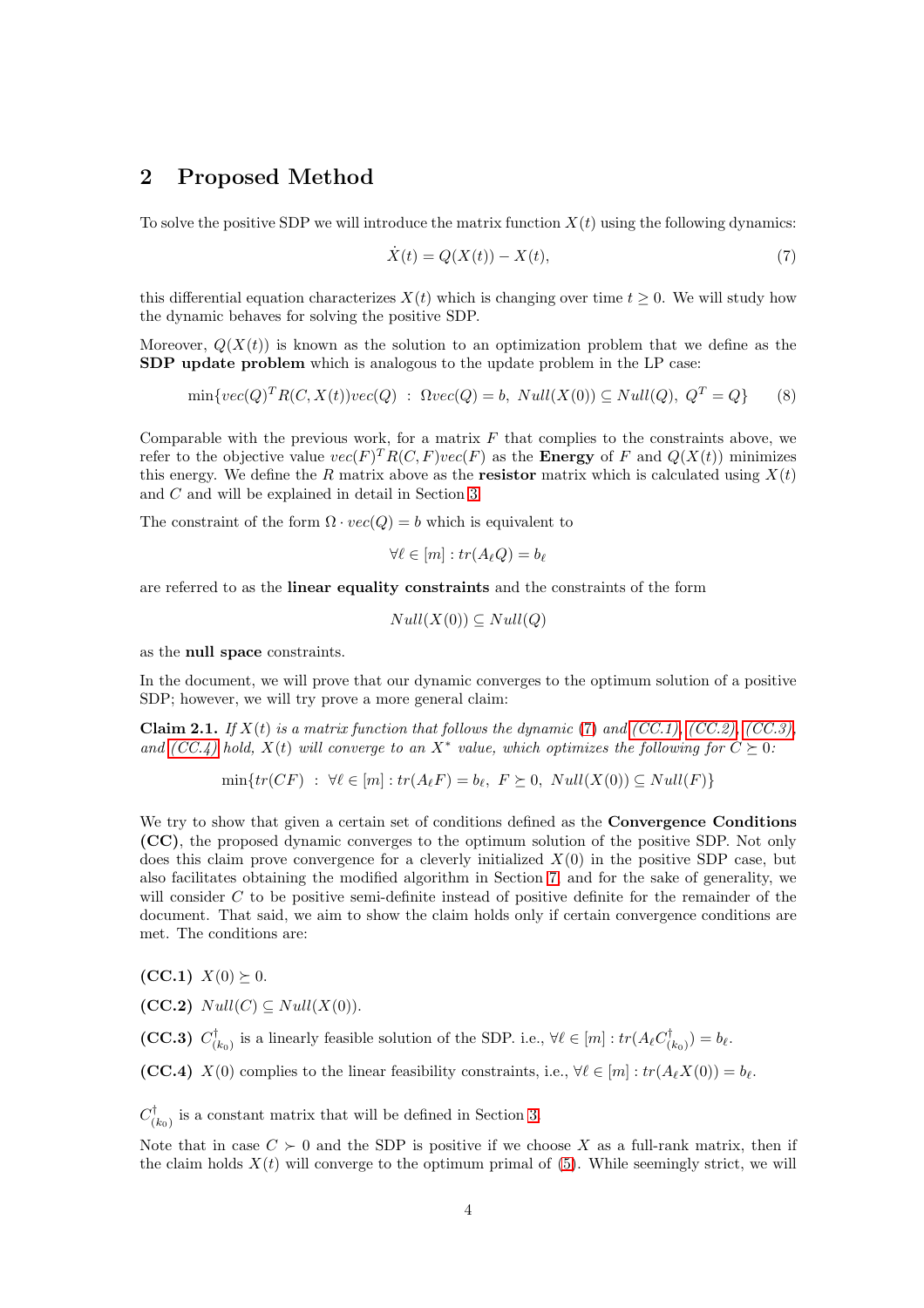## 2 Proposed Method

To solve the positive SDP we will introduce the matrix function $X(t)$ using the following dynamics:

$$\dot{X}(t) = Q(X(t)) - X(t), \tag{7}$$

this differential equation characterizes $X(t)$ which is changing over time $t \geq 0$. We will study how the dynamic behaves for solving the positive SDP.

Moreover, $Q(X(t))$ is known as the solution to an optimization problem that we define as the **SDP update problem** which is analogous to the update problem in the LP case:

$$\min\{vec(Q)^T R(C, X(t)) vec(Q) \; : \; \Omega vec(Q) = b, \; Null(X(0)) \subseteq Null(Q), \; Q^T = Q\} \tag{8}$$

Comparable with the previous work, for a matrix $F$ that complies to the constraints above, we refer to the objective value $vec(F)^T R(C, F) vec(F)$ as the **Energy** of $F$ and $Q(X(t))$ minimizes this energy. We define the $R$ matrix above as the **resistor** matrix which is calculated using $X(t)$ and $C$ and will be explained in detail in Section 3.

The constraint of the form $\Omega \cdot vec(Q) = b$ which is equivalent to

$$\forall \ell \in [m] : tr(A_\ell Q) = b_\ell$$

are referred to as the **linear equality constraints** and the constraints of the form

$$Null(X(0)) \subseteq Null(Q)$$

as the **null space** constraints.

In the document, we will prove that our dynamic converges to the optimum solution of a positive SDP; however, we will try prove a more general claim:

**Claim 2.1.** *If $X(t)$ is a matrix function that follows the dynamic (7) and (CC.1), (CC.2), (CC.3), and (CC.4) hold, $X(t)$ will converge to an $X^*$ value, which optimizes the following for $C \succeq 0$:*

$$\min\{tr(CF) \; : \; \forall \ell \in [m] : tr(A_\ell F) = b_\ell, \; F \succeq 0, \; Null(X(0)) \subseteq Null(F)\}$$

We try to show that given a certain set of conditions defined as the **Convergence Conditions (CC)**, the proposed dynamic converges to the optimum solution of the positive SDP. Not only does this claim prove convergence for a cleverly initialized $X(0)$ in the positive SDP case, but also facilitates obtaining the modified algorithm in Section 7, and for the sake of generality, we will consider $C$ to be positive semi-definite instead of positive definite for the remainder of the document. That said, we aim to show the claim holds only if certain convergence conditions are met. The conditions are:

**(CC.1)** $X(0) \succeq 0$.

**(CC.2)** $Null(C) \subseteq Null(X(0))$.

**(CC.3)** $C^\dagger_{(k_0)}$ is a linearly feasible solution of the SDP. i.e., $\forall \ell \in [m] : tr(A_\ell C^\dagger_{(k_0)}) = b_\ell$.

**(CC.4)** $X(0)$ complies to the linear feasibility constraints, i.e., $\forall \ell \in [m] : tr(A_\ell X(0)) = b_\ell$.

$C^\dagger_{(k_0)}$ is a constant matrix that will be defined in Section 3.

Note that in case $C \succ 0$ and the SDP is positive if we choose $X$ as a full-rank matrix, then if the claim holds $X(t)$ will converge to the optimum primal of (5). While seemingly strict, we will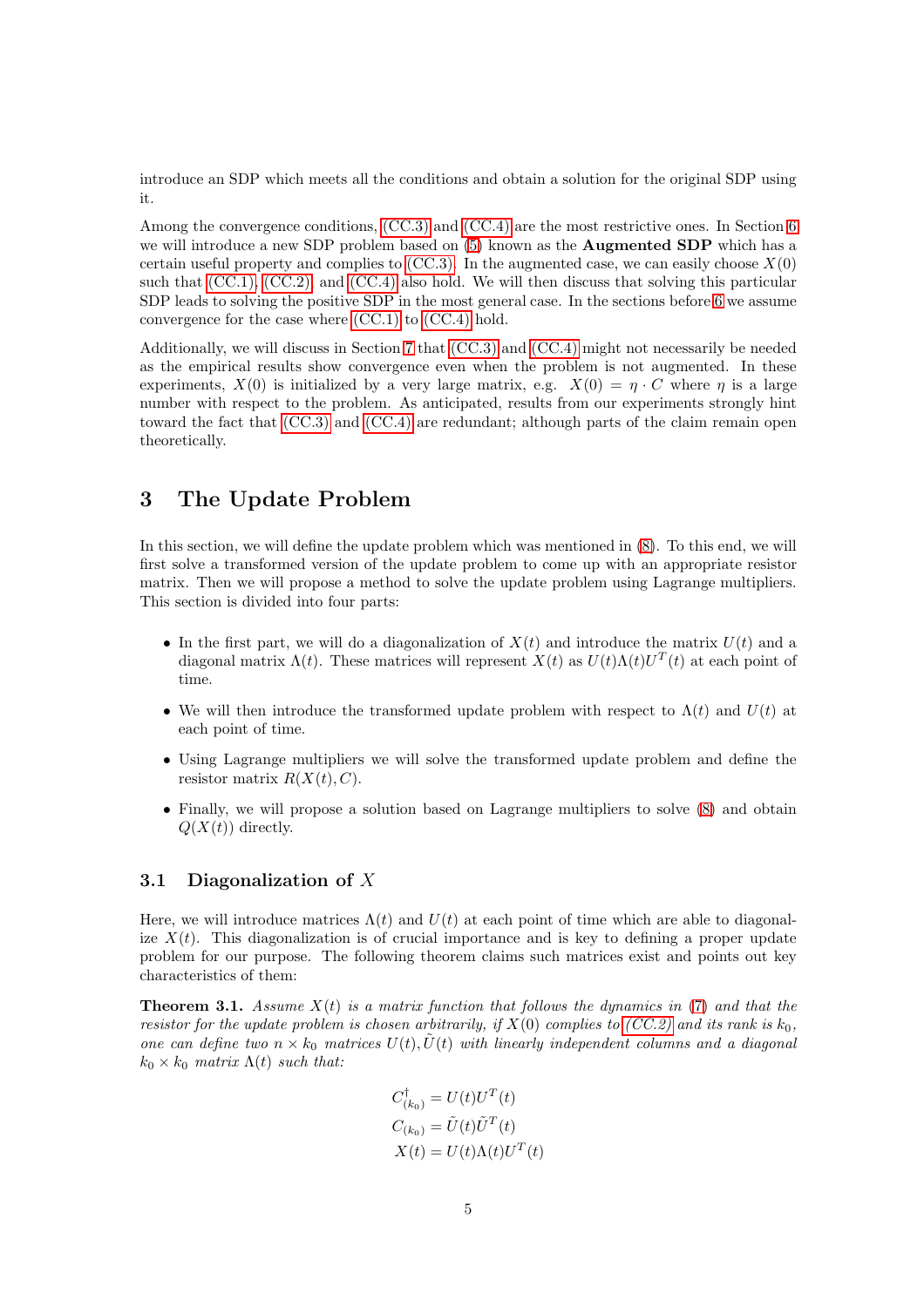introduce an SDP which meets all the conditions and obtain a solution for the original SDP using it.

Among the convergence conditions, (CC.3) and (CC.4) are the most restrictive ones. In Section 6 we will introduce a new SDP problem based on (5) known as the **Augmented SDP** which has a certain useful property and complies to (CC.3). In the augmented case, we can easily choose $X(0)$ such that (CC.1), (CC.2) and (CC.4) also hold. We will then discuss that solving this particular SDP leads to solving the positive SDP in the most general case. In the sections before 6 we assume convergence for the case where (CC.1) to (CC.4) hold.

Additionally, we will discuss in Section 7 that (CC.3) and (CC.4) might not necessarily be needed as the empirical results show convergence even when the problem is not augmented. In these experiments, $X(0)$ is initialized by a very large matrix, e.g. $X(0) = \eta \cdot C$ where $\eta$ is a large number with respect to the problem. As anticipated, results from our experiments strongly hint toward the fact that (CC.3) and (CC.4) are redundant; although parts of the claim remain open theoretically.

# 3 The Update Problem

In this section, we will define the update problem which was mentioned in (8). To this end, we will first solve a transformed version of the update problem to come up with an appropriate resistor matrix. Then we will propose a method to solve the update problem using Lagrange multipliers. This section is divided into four parts:

- In the first part, we will do a diagonalization of $X(t)$ and introduce the matrix $U(t)$ and a diagonal matrix $\Lambda(t)$. These matrices will represent $X(t)$ as $U(t)\Lambda(t)U^T(t)$ at each point of time.
- We will then introduce the transformed update problem with respect to $\Lambda(t)$ and $U(t)$ at each point of time.
- Using Lagrange multipliers we will solve the transformed update problem and define the resistor matrix $R(X(t), C)$.
- Finally, we will propose a solution based on Lagrange multipliers to solve (8) and obtain $Q(X(t))$ directly.

## 3.1 Diagonalization of $X$

Here, we will introduce matrices $\Lambda(t)$ and $U(t)$ at each point of time which are able to diagonalize $X(t)$. This diagonalization is of crucial importance and is key to defining a proper update problem for our purpose. The following theorem claims such matrices exist and points out key characteristics of them:

**Theorem 3.1.** *Assume $X(t)$ is a matrix function that follows the dynamics in (7) and that the resistor for the update problem is chosen arbitrarily, if $X(0)$ complies to (CC.2) and its rank is $k_0$, one can define two $n \times k_0$ matrices $U(t), \tilde{U}(t)$ with linearly independent columns and a diagonal $k_0 \times k_0$ matrix $\Lambda(t)$ such that:*

$$C^{\dagger}_{(k_0)} = U(t)U^T(t)$$
$$C_{(k_0)} = \tilde{U}(t)\tilde{U}^T(t)$$
$$X(t) = U(t)\Lambda(t)U^T(t)$$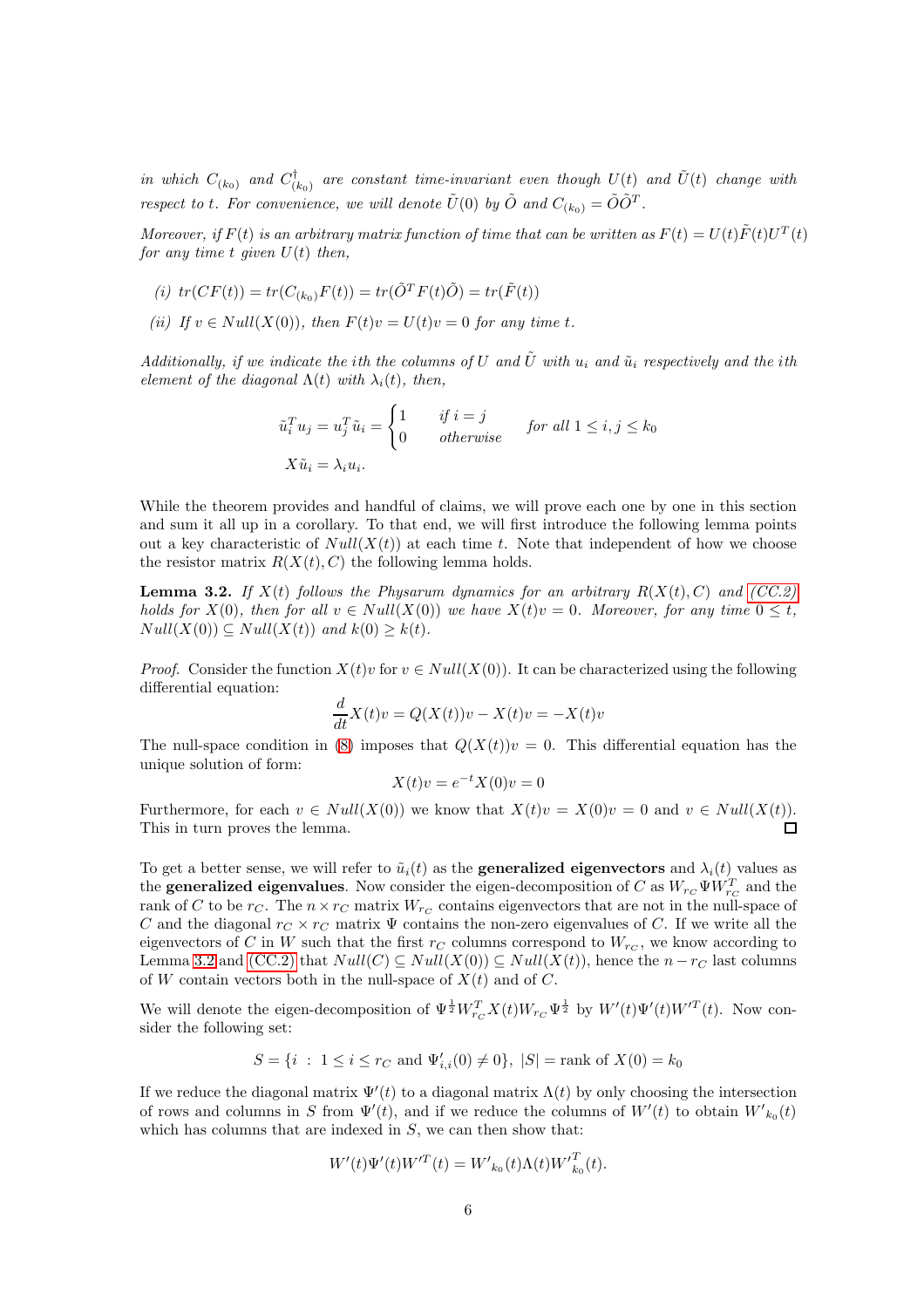*in which $C_{(k_0)}$ and $C^{\dagger}_{(k_0)}$ are constant time-invariant even though $U(t)$ and $\tilde{U}(t)$ change with respect to $t$. For convenience, we will denote $\tilde{U}(0)$ by $\tilde{O}$ and $C_{(k_0)} = \tilde{O}\tilde{O}^T$.*

*Moreover, if $F(t)$ is an arbitrary matrix function of time that can be written as $F(t) = U(t)\tilde{F}(t)U^T(t)$ for any time $t$ given $U(t)$ then,*

*(i) $tr(CF(t)) = tr(C_{(k_0)}F(t)) = tr(\tilde{O}^T F(t)\tilde{O}) = tr(\tilde{F}(t))$*

*(ii) If $v \in Null(X(0))$, then $F(t)v = U(t)v = 0$ for any time $t$.*

*Additionally, if we indicate the ith the columns of $U$ and $\tilde{U}$ with $u_i$ and $\tilde{u}_i$ respectively and the ith element of the diagonal $\Lambda(t)$ with $\lambda_i(t)$, then,*

$$\tilde{u}_i^T u_j = u_j^T \tilde{u}_i = \begin{cases} 1 & \text{if } i = j \\ 0 & \text{otherwise} \end{cases} \quad \text{for all } 1 \le i, j \le k_0$$

$$X\tilde{u}_i = \lambda_i u_i.$$

While the theorem provides and handful of claims, we will prove each one by one in this section and sum it all up in a corollary. To that end, we will first introduce the following lemma points out a key characteristic of $Null(X(t))$ at each time $t$. Note that independent of how we choose the resistor matrix $R(X(t), C)$ the following lemma holds.

**Lemma 3.2.** *If $X(t)$ follows the Physarum dynamics for an arbitrary $R(X(t), C)$ and (CC.2) holds for $X(0)$, then for all $v \in Null(X(0))$ we have $X(t)v = 0$. Moreover, for any time $0 \le t$, $Null(X(0)) \subseteq Null(X(t))$ and $k(0) \ge k(t)$.*

*Proof.* Consider the function $X(t)v$ for $v \in Null(X(0))$. It can be characterized using the following differential equation:

$$\frac{d}{dt}X(t)v = Q(X(t))v - X(t)v = -X(t)v$$

The null-space condition in (8) imposes that $Q(X(t))v = 0$. This differential equation has the unique solution of form:

$$X(t)v = e^{-t}X(0)v = 0$$

Furthermore, for each $v \in Null(X(0))$ we know that $X(t)v = X(0)v = 0$ and $v \in Null(X(t))$. This in turn proves the lemma. □

To get a better sense, we will refer to $\tilde{u}_i(t)$ as the **generalized eigenvectors** and $\lambda_i(t)$ values as the **generalized eigenvalues**. Now consider the eigen-decomposition of $C$ as $W_{r_C}\Psi W_{r_C}^T$ and the rank of $C$ to be $r_C$. The $n \times r_C$ matrix $W_{r_C}$ contains eigenvectors that are not in the null-space of $C$ and the diagonal $r_C \times r_C$ matrix $\Psi$ contains the non-zero eigenvalues of $C$. If we write all the eigenvectors of $C$ in $W$ such that the first $r_C$ columns correspond to $W_{r_C}$, we know according to Lemma 3.2 and (CC.2) that $Null(C) \subseteq Null(X(0)) \subseteq Null(X(t))$, hence the $n - r_C$ last columns of $W$ contain vectors both in the null-space of $X(t)$ and of $C$.

We will denote the eigen-decomposition of $\Psi^{\frac{1}{2}}W_{r_C}^T X(t) W_{r_C}\Psi^{\frac{1}{2}}$ by $W'(t)\Psi'(t)W'^T(t)$. Now consider the following set:

$$S = \{i \;:\; 1 \le i \le r_C \text{ and } \Psi'_{i,i}(0) \ne 0\},\ |S| = \text{rank of } X(0) = k_0$$

If we reduce the diagonal matrix $\Psi'(t)$ to a diagonal matrix $\Lambda(t)$ by only choosing the intersection of rows and columns in $S$ from $\Psi'(t)$, and if we reduce the columns of $W'(t)$ to obtain ${W'}_{k_0}(t)$ which has columns that are indexed in $S$, we can then show that:

$$W'(t)\Psi'(t)W'^T(t) = {W'}_{k_0}(t)\Lambda(t){W'}_{k_0}^T(t).$$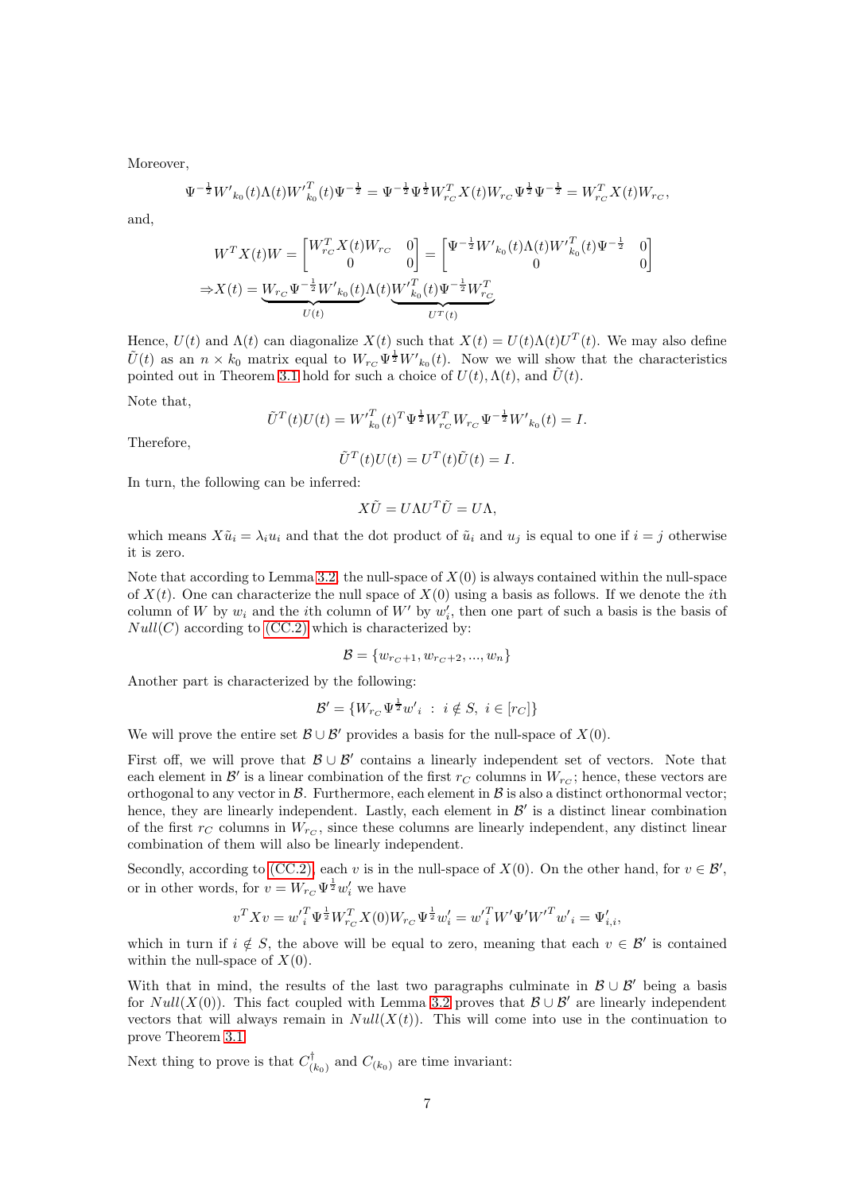Moreover,

$$\Psi^{-\frac{1}{2}} W'_{k_0}(t) \Lambda(t) {W'}_{k_0}^T(t) \Psi^{-\frac{1}{2}} = \Psi^{-\frac{1}{2}} \Psi^{\frac{1}{2}} W_{r_C}^T X(t) W_{r_C} \Psi^{\frac{1}{2}} \Psi^{-\frac{1}{2}} = W_{r_C}^T X(t) W_{r_C},$$

and,

$$W^T X(t) W = \begin{bmatrix} W_{r_C}^T X(t) W_{r_C} & 0 \\ 0 & 0 \end{bmatrix} = \begin{bmatrix} \Psi^{-\frac{1}{2}} W'_{k_0}(t) \Lambda(t) {W'}_{k_0}^T(t) \Psi^{-\frac{1}{2}} & 0 \\ 0 & 0 \end{bmatrix}$$

$$\Rightarrow X(t) = \underbrace{W_{r_C} \Psi^{-\frac{1}{2}} W'_{k_0}(t)}_{U(t)} \Lambda(t) \underbrace{{W'}_{k_0}^T(t) \Psi^{-\frac{1}{2}} W_{r_C}^T}_{U^T(t)}$$

Hence, $U(t)$ and $\Lambda(t)$ can diagonalize $X(t)$ such that $X(t) = U(t)\Lambda(t)U^T(t)$. We may also define $\tilde{U}(t)$ as an $n \times k_0$ matrix equal to $W_{r_C} \Psi^{\frac{1}{2}} W'_{k_0}(t)$. Now we will show that the characteristics pointed out in Theorem 3.1 hold for such a choice of $U(t), \Lambda(t)$, and $\tilde{U}(t)$.

Note that,

$$\tilde{U}^T(t) U(t) = {W'}_{k_0}^T(t)^T \Psi^{\frac{1}{2}} W_{r_C}^T W_{r_C} \Psi^{-\frac{1}{2}} W'_{k_0}(t) = I.$$

Therefore,

$$\tilde{U}^T(t) U(t) = U^T(t) \tilde{U}(t) = I.$$

In turn, the following can be inferred:

$$X\tilde{U} = U\Lambda U^T \tilde{U} = U\Lambda,$$

which means $X\tilde{u}_i = \lambda_i u_i$ and that the dot product of $\tilde{u}_i$ and $u_j$ is equal to one if $i = j$ otherwise it is zero.

Note that according to Lemma 3.2, the null-space of $X(0)$ is always contained within the null-space of $X(t)$. One can characterize the null space of $X(0)$ using a basis as follows. If we denote the $i$th column of $W$ by $w_i$ and the $i$th column of $W'$ by $w'_i$, then one part of such a basis is the basis of $Null(C)$ according to (CC.2) which is characterized by:

$$\mathcal{B} = \{w_{r_C+1}, w_{r_C+2}, ..., w_n\}$$

Another part is characterized by the following:

$$\mathcal{B}' = \{W_{r_C} \Psi^{\frac{1}{2}} w'_i \;:\; i \notin S,\; i \in [r_C]\}$$

We will prove the entire set $\mathcal{B} \cup \mathcal{B}'$ provides a basis for the null-space of $X(0)$.

First off, we will prove that $\mathcal{B} \cup \mathcal{B}'$ contains a linearly independent set of vectors. Note that each element in $\mathcal{B}'$ is a linear combination of the first $r_C$ columns in $W_{r_C}$; hence, these vectors are orthogonal to any vector in $\mathcal{B}$. Furthermore, each element in $\mathcal{B}$ is also a distinct orthonormal vector; hence, they are linearly independent. Lastly, each element in $\mathcal{B}'$ is a distinct linear combination of the first $r_C$ columns in $W_{r_C}$, since these columns are linearly independent, any distinct linear combination of them will also be linearly independent.

Secondly, according to (CC.2), each $v$ is in the null-space of $X(0)$. On the other hand, for $v \in \mathcal{B}'$, or in other words, for $v = W_{r_C} \Psi^{\frac{1}{2}} w'_i$ we have

$$v^T X v = {w'}_i^T \Psi^{\frac{1}{2}} W_{r_C}^T X(0) W_{r_C} \Psi^{\frac{1}{2}} w'_i = {w'}_i^T W' \Psi' {W'}^T w'_i = \Psi'_{i,i},$$

which in turn if $i \notin S$, the above will be equal to zero, meaning that each $v \in \mathcal{B}'$ is contained within the null-space of $X(0)$.

With that in mind, the results of the last two paragraphs culminate in $\mathcal{B} \cup \mathcal{B}'$ being a basis for $Null(X(0))$. This fact coupled with Lemma 3.2 proves that $\mathcal{B} \cup \mathcal{B}'$ are linearly independent vectors that will always remain in $Null(X(t))$. This will come into use in the continuation to prove Theorem 3.1.

Next thing to prove is that $C^{\dagger}_{(k_0)}$ and $C_{(k_0)}$ are time invariant: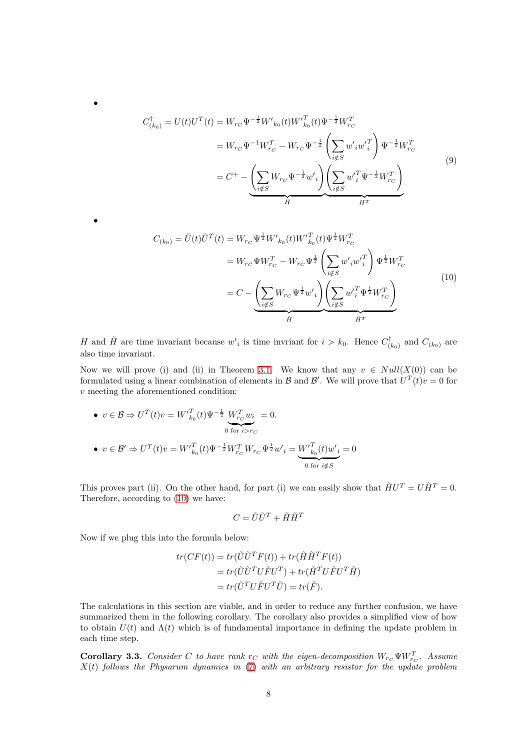- $$C^{\dagger}_{(k_0)} = U(t)U^T(t) = W_{r_C}\Psi^{-\frac{1}{2}}{W'}_{k_0}(t){W'}^T_{k_0}(t)\Psi^{-\frac{1}{2}}W^T_{r_C}$$
$$= W_{r_C}\Psi^{-1}W^T_{r_C} - W_{r_C}\Psi^{-\frac{1}{2}}\left(\sum_{i\notin S} {w'}_i {w'}^T_i\right)\Psi^{-\frac{1}{2}}W^T_{r_C}$$
$$= C^{+} - \underbrace{\left(\sum_{i\notin S} W_{r_C}\Psi^{-\frac{1}{2}}{w'}_i\right)}_{H}\underbrace{\left(\sum_{i\notin S} {w'}^T_i\Psi^{-\frac{1}{2}}W^T_{r_C}\right)}_{H^T} \tag{9}$$

- $$C_{(k_0)} = \tilde{U}(t)\tilde{U}^T(t) = W_{r_C}\Psi^{\frac{1}{2}}{W'}_{k_0}(t){W'}^T_{k_0}(t)\Psi^{\frac{1}{2}}W^T_{r_C}$$
$$= W_{r_C}\Psi W^T_{r_C} - W_{r_C}\Psi^{\frac{1}{2}}\left(\sum_{i\notin S} {w'}_i {w'}^T_i\right)\Psi^{\frac{1}{2}}W^T_{r_C}$$
$$= C - \underbrace{\left(\sum_{i\notin S} W_{r_C}\Psi^{\frac{1}{2}}{w'}_i\right)}_{\tilde{H}}\underbrace{\left(\sum_{i\notin S} {w'}^T_i\Psi^{\frac{1}{2}}W^T_{r_C}\right)}_{\tilde{H}^T} \tag{10}$$

$H$ and $\tilde{H}$ are time invariant because ${w'}_i$ is time invriant for $i > k_0$. Hence $C^{\dagger}_{(k_0)}$ and $C_{(k_0)}$ are also time invariant.

Now we will prove (i) and (ii) in Theorem 3.1. We know that any $v \in Null(X(0))$ can be formulated using a linear combination of elements in $\mathcal{B}$ and $\mathcal{B}'$. We will prove that $U^T(t)v = 0$ for $v$ meeting the aforementioned condition:

- $v \in \mathcal{B} \Rightarrow U^T(t)v = {W'}^T_{k_0}(t)\Psi^{-\frac{1}{2}}\underbrace{W^T_{r_C}w_i}_{0 \text{ for } i > r_C} = 0.$
- $v \in \mathcal{B}' \Rightarrow U^T(t)v = {W'}^T_{k_0}(t)\Psi^{-\frac{1}{2}}W^T_{r_C}W_{r_C}\Psi^{\frac{1}{2}}{w'}_i = \underbrace{{W'}^T_{k_0}(t){w'}_i}_{0 \text{ for } i\notin S} = 0$

This proves part (ii). On the other hand, for part (i) we can easily show that $\tilde{H}U^T = U\tilde{H}^T = 0$. Therefore, according to (10) we have:

$$C = \tilde{U}\tilde{U}^T + \tilde{H}\tilde{H}^T$$

Now if we plug this into the formula below:

$$\begin{aligned} tr(CF(t)) &= tr(\tilde{U}\tilde{U}^T F(t)) + tr(\tilde{H}\tilde{H}^T F(t)) \\ &= tr(\tilde{U}\tilde{U}^T U\tilde{F}U^T) + tr(\tilde{H}^T U\tilde{F}U^T\tilde{H}) \\ &= tr(\tilde{U}^T U\tilde{F}U^T\tilde{U}) = tr(\tilde{F}). \end{aligned}$$

The calculations in this section are viable, and in order to reduce any further confusion, we have summarized them in the following corollary. The corollary also provides a simplified view of how to obtain $U(t)$ and $\Lambda(t)$ which is of fundamental importance in defining the update problem in each time step.

**Corollary 3.3.** *Consider $C$ to have rank $r_C$ with the eigen-decomposition $W_{r_C}\Psi W^T_{r_C}$. Assume $X(t)$ follows the Physarum dynamics in (7) with an arbitrary resistor for the update problem*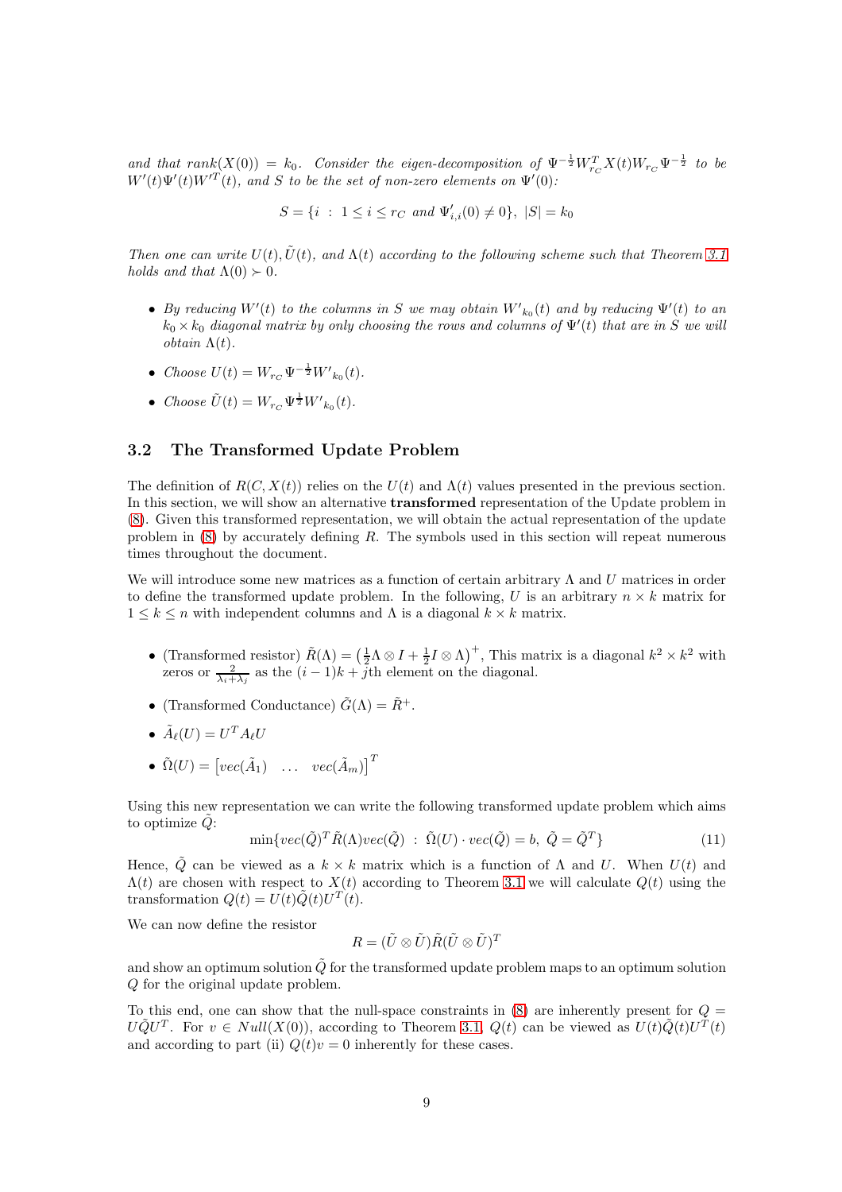*and that $rank(X(0)) = k_0$. Consider the eigen-decomposition of $\Psi^{-\frac{1}{2}} W_{r_C}^T X(t) W_{r_C} \Psi^{-\frac{1}{2}}$ to be $W'(t)\Psi'(t)W'^T(t)$, and $S$ to be the set of non-zero elements on $\Psi'(0)$:*

$$S = \{i \ : \ 1 \leq i \leq r_C \text{ and } \Psi'_{i,i}(0) \neq 0\}, \ |S| = k_0$$

*Then one can write $U(t), \tilde{U}(t)$, and $\Lambda(t)$ according to the following scheme such that Theorem 3.1 holds and that $\Lambda(0) \succ 0$.*

- *By reducing $W'(t)$ to the columns in $S$ we may obtain $W'_{k_0}(t)$ and by reducing $\Psi'(t)$ to an $k_0 \times k_0$ diagonal matrix by only choosing the rows and columns of $\Psi'(t)$ that are in $S$ we will obtain $\Lambda(t)$.*
- *Choose $U(t) = W_{r_C} \Psi^{-\frac{1}{2}} W'_{k_0}(t)$.*
- *Choose $\tilde{U}(t) = W_{r_C} \Psi^{\frac{1}{2}} W'_{k_0}(t)$.*

### 3.2 The Transformed Update Problem

The definition of $R(C, X(t))$ relies on the $U(t)$ and $\Lambda(t)$ values presented in the previous section. In this section, we will show an alternative **transformed** representation of the Update problem in (8). Given this transformed representation, we will obtain the actual representation of the update problem in (8) by accurately defining $R$. The symbols used in this section will repeat numerous times throughout the document.

We will introduce some new matrices as a function of certain arbitrary $\Lambda$ and $U$ matrices in order to define the transformed update problem. In the following, $U$ is an arbitrary $n \times k$ matrix for $1 \leq k \leq n$ with independent columns and $\Lambda$ is a diagonal $k \times k$ matrix.

- (Transformed resistor) $\tilde{R}(\Lambda) = \left(\frac{1}{2}\Lambda \otimes I + \frac{1}{2} I \otimes \Lambda\right)^+$, This matrix is a diagonal $k^2 \times k^2$ with zeros or $\frac{2}{\lambda_i + \lambda_j}$ as the $(i-1)k + j$th element on the diagonal.
- (Transformed Conductance) $\tilde{G}(\Lambda) = \tilde{R}^+$.
- $\tilde{A}_\ell(U) = U^T A_\ell U$
- $\tilde{\Omega}(U) = \begin{bmatrix} vec(\tilde{A}_1) & \ldots & vec(\tilde{A}_m) \end{bmatrix}^T$

Using this new representation we can write the following transformed update problem which aims to optimize $\tilde{Q}$:

$$\min\{vec(\tilde{Q})^T \tilde{R}(\Lambda) vec(\tilde{Q}) \ : \ \tilde{\Omega}(U) \cdot vec(\tilde{Q}) = b, \ \tilde{Q} = \tilde{Q}^T\} \tag{11}$$

Hence, $\tilde{Q}$ can be viewed as a $k \times k$ matrix which is a function of $\Lambda$ and $U$. When $U(t)$ and $\Lambda(t)$ are chosen with respect to $X(t)$ according to Theorem 3.1 we will calculate $Q(t)$ using the transformation $Q(t) = U(t)\tilde{Q}(t)U^T(t)$.

We can now define the resistor

$$R = (\tilde{U} \otimes \tilde{U})\tilde{R}(\tilde{U} \otimes \tilde{U})^T$$

and show an optimum solution $\tilde{Q}$ for the transformed update problem maps to an optimum solution $Q$ for the original update problem.

To this end, one can show that the null-space constraints in (8) are inherently present for $Q = U\tilde{Q}U^T$. For $v \in Null(X(0))$, according to Theorem 3.1, $Q(t)$ can be viewed as $U(t)\tilde{Q}(t)U^T(t)$ and according to part (ii) $Q(t)v = 0$ inherently for these cases.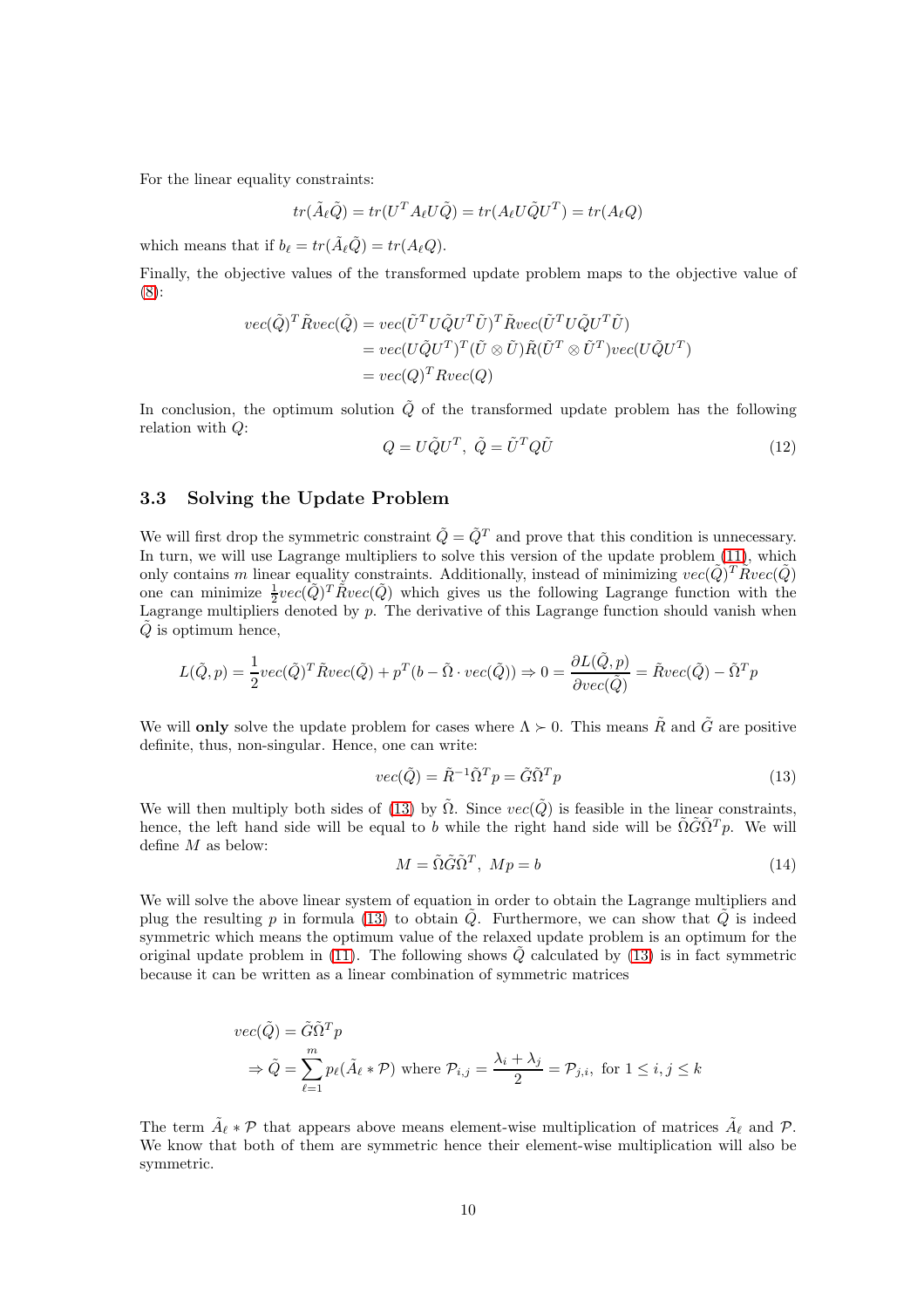For the linear equality constraints:

$$tr(\tilde{A}_\ell \tilde{Q}) = tr(U^T A_\ell U \tilde{Q}) = tr(A_\ell U \tilde{Q} U^T) = tr(A_\ell Q)$$

which means that if $b_\ell = tr(\tilde{A}_\ell \tilde{Q}) = tr(A_\ell Q)$.

Finally, the objective values of the transformed update problem maps to the objective value of (8):

$$\begin{aligned} vec(\tilde{Q})^T \tilde{R} vec(\tilde{Q}) &= vec(\tilde{U}^T U \tilde{Q} U^T \tilde{U})^T \tilde{R} vec(\tilde{U}^T U \tilde{Q} U^T \tilde{U}) \\ &= vec(U \tilde{Q} U^T)^T (\tilde{U} \otimes \tilde{U}) \tilde{R} (\tilde{U}^T \otimes \tilde{U}^T) vec(U \tilde{Q} U^T) \\ &= vec(Q)^T R vec(Q) \end{aligned}$$

In conclusion, the optimum solution $\tilde{Q}$ of the transformed update problem has the following relation with $Q$:

$$Q = U \tilde{Q} U^T, \;\; \tilde{Q} = \tilde{U}^T Q \tilde{U} \tag{12}$$

### 3.3 Solving the Update Problem

We will first drop the symmetric constraint $\tilde{Q} = \tilde{Q}^T$ and prove that this condition is unnecessary. In turn, we will use Lagrange multipliers to solve this version of the update problem (11), which only contains $m$ linear equality constraints. Additionally, instead of minimizing $vec(\tilde{Q})^T \tilde{R} vec(\tilde{Q})$ one can minimize $\frac{1}{2} vec(\tilde{Q})^T \tilde{R} vec(\tilde{Q})$ which gives us the following Lagrange function with the Lagrange multipliers denoted by $p$. The derivative of this Lagrange function should vanish when $\tilde{Q}$ is optimum hence,

$$L(\tilde{Q}, p) = \frac{1}{2} vec(\tilde{Q})^T \tilde{R} vec(\tilde{Q}) + p^T (b - \tilde{\Omega} \cdot vec(\tilde{Q})) \Rightarrow 0 = \frac{\partial L(\tilde{Q}, p)}{\partial vec(\tilde{Q})} = \tilde{R} vec(\tilde{Q}) - \tilde{\Omega}^T p$$

We will **only** solve the update problem for cases where $\Lambda \succ 0$. This means $\tilde{R}$ and $\tilde{G}$ are positive definite, thus, non-singular. Hence, one can write:

$$vec(\tilde{Q}) = \tilde{R}^{-1} \tilde{\Omega}^T p = \tilde{G} \tilde{\Omega}^T p \tag{13}$$

We will then multiply both sides of (13) by $\tilde{\Omega}$. Since $vec(\tilde{Q})$ is feasible in the linear constraints, hence, the left hand side will be equal to $b$ while the right hand side will be $\tilde{\Omega} \tilde{G} \tilde{\Omega}^T p$. We will define $M$ as below:

$$M = \tilde{\Omega} \tilde{G} \tilde{\Omega}^T, \;\; Mp = b \tag{14}$$

We will solve the above linear system of equation in order to obtain the Lagrange multipliers and plug the resulting $p$ in formula (13) to obtain $\tilde{Q}$. Furthermore, we can show that $\tilde{Q}$ is indeed symmetric which means the optimum value of the relaxed update problem is an optimum for the original update problem in (11). The following shows $\tilde{Q}$ calculated by (13) is in fact symmetric because it can be written as a linear combination of symmetric matrices

$$\begin{aligned} & vec(\tilde{Q}) = \tilde{G} \tilde{\Omega}^T p \\ & \Rightarrow \tilde{Q} = \sum_{\ell=1}^{m} p_\ell (\tilde{A}_\ell * \mathcal{P}) \text{ where } \mathcal{P}_{i,j} = \frac{\lambda_i + \lambda_j}{2} = \mathcal{P}_{j,i}, \text{ for } 1 \leq i, j \leq k \end{aligned}$$

The term $\tilde{A}_\ell * \mathcal{P}$ that appears above means element-wise multiplication of matrices $\tilde{A}_\ell$ and $\mathcal{P}$. We know that both of them are symmetric hence their element-wise multiplication will also be symmetric.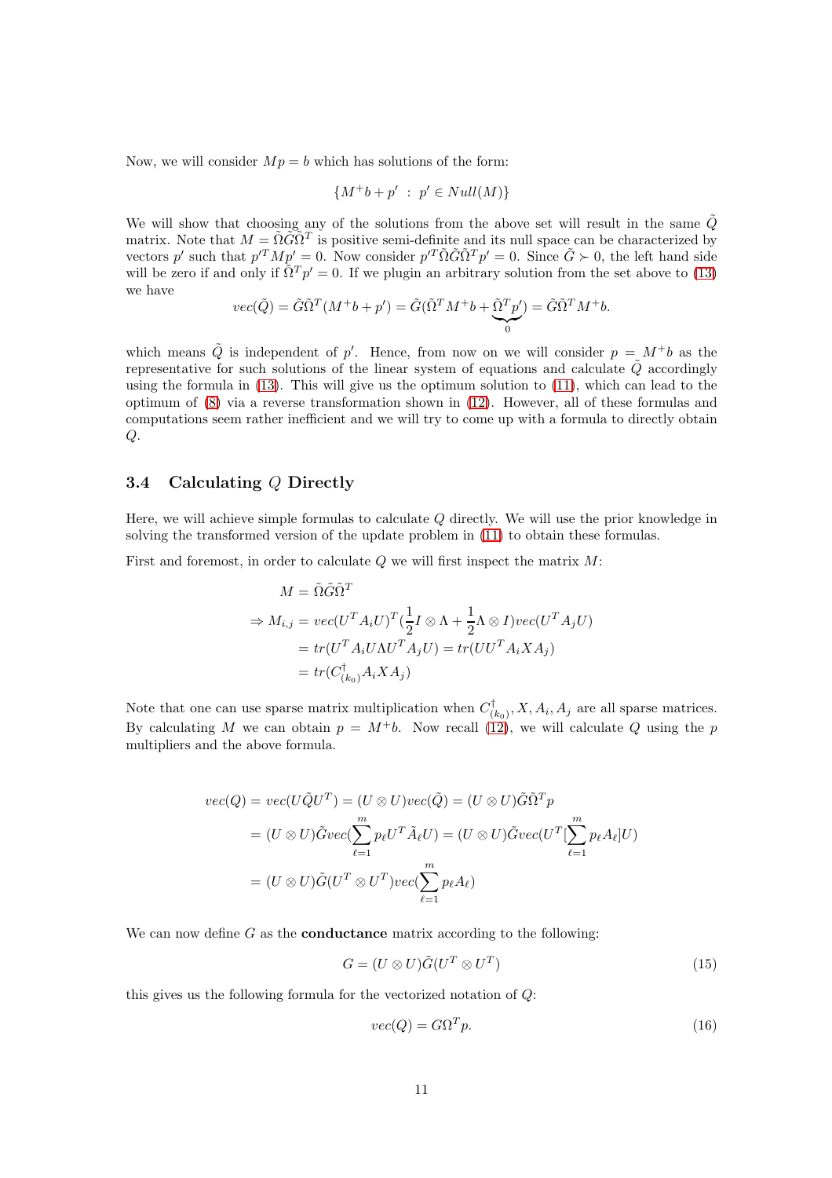Now, we will consider $Mp = b$ which has solutions of the form:

$$\{M^+b + p' \ : \ p' \in Null(M)\}$$

We will show that choosing any of the solutions from the above set will result in the same $\tilde{Q}$ matrix. Note that $M = \tilde{\Omega}\tilde{G}\tilde{\Omega}^T$ is positive semi-definite and its null space can be characterized by vectors $p'$ such that $p'^T M p' = 0$. Now consider $p'^T \tilde{\Omega}\tilde{G}\tilde{\Omega}^T p' = 0$. Since $\tilde{G} \succ 0$, the left hand side will be zero if and only if $\tilde{\Omega}^T p' = 0$. If we plugin an arbitrary solution from the set above to (13) we have

$$vec(\tilde{Q}) = \tilde{G}\tilde{\Omega}^T(M^+b + p') = \tilde{G}(\tilde{\Omega}^T M^+ b + \underbrace{\tilde{\Omega}^T p'}_{0}) = \tilde{G}\tilde{\Omega}^T M^+ b.$$

which means $\tilde{Q}$ is independent of $p'$. Hence, from now on we will consider $p = M^+b$ as the representative for such solutions of the linear system of equations and calculate $\tilde{Q}$ accordingly using the formula in (13). This will give us the optimum solution to (11), which can lead to the optimum of (8) via a reverse transformation shown in (12). However, all of these formulas and computations seem rather inefficient and we will try to come up with a formula to directly obtain $Q$.

### 3.4 Calculating $Q$ Directly

Here, we will achieve simple formulas to calculate $Q$ directly. We will use the prior knowledge in solving the transformed version of the update problem in (11) to obtain these formulas.

First and foremost, in order to calculate $Q$ we will first inspect the matrix $M$:

$$\begin{aligned}
&M = \tilde{\Omega}\tilde{G}\tilde{\Omega}^T \\
\Rightarrow\ &M_{i,j} = vec(U^T A_i U)^T (\frac{1}{2} I \otimes \Lambda + \frac{1}{2}\Lambda \otimes I) vec(U^T A_j U) \\
&\quad\ = tr(U^T A_i U \Lambda U^T A_j U) = tr(UU^T A_i X A_j) \\
&\quad\ = tr(C^{\dagger}_{(k_0)} A_i X A_j)
\end{aligned}$$

Note that one can use sparse matrix multiplication when $C^{\dagger}_{(k_0)}, X, A_i, A_j$ are all sparse matrices. By calculating $M$ we can obtain $p = M^+b$. Now recall (12), we will calculate $Q$ using the $p$ multipliers and the above formula.

$$\begin{aligned}
vec(Q) &= vec(U\tilde{Q}U^T) = (U \otimes U)vec(\tilde{Q}) = (U \otimes U)\tilde{G}\tilde{\Omega}^T p \\
&= (U \otimes U)\tilde{G} vec(\sum_{\ell=1}^{m} p_\ell U^T \tilde{A}_\ell U) = (U \otimes U)\tilde{G} vec(U^T [\sum_{\ell=1}^{m} p_\ell A_\ell] U) \\
&= (U \otimes U)\tilde{G}(U^T \otimes U^T) vec(\sum_{\ell=1}^{m} p_\ell A_\ell)
\end{aligned}$$

We can now define $G$ as the **conductance** matrix according to the following:

$$G = (U \otimes U)\tilde{G}(U^T \otimes U^T) \tag{15}$$

this gives us the following formula for the vectorized notation of $Q$:

$$vec(Q) = G\Omega^T p. \tag{16}$$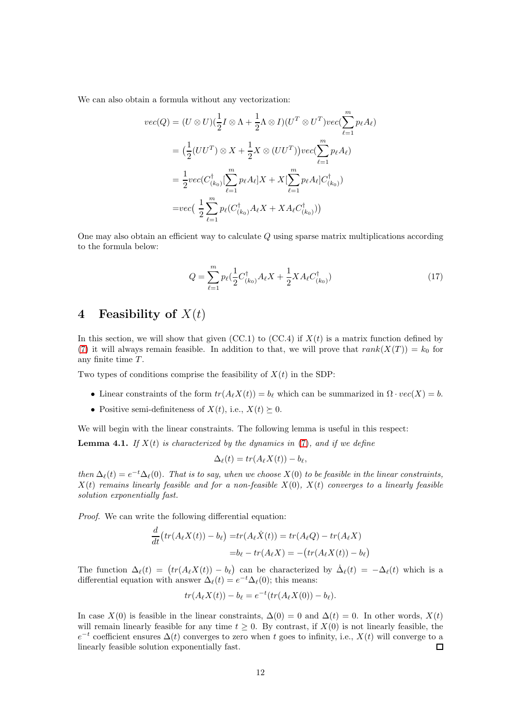We can also obtain a formula without any vectorization:

$$
\begin{aligned}
vec(Q) &= (U \otimes U)(\frac{1}{2} I \otimes \Lambda + \frac{1}{2}\Lambda \otimes I)(U^T \otimes U^T) vec(\sum_{\ell=1}^{m} p_\ell A_\ell) \\
&= \big(\frac{1}{2}(UU^T) \otimes X + \frac{1}{2} X \otimes (UU^T)\big) vec(\sum_{\ell=1}^{m} p_\ell A_\ell) \\
&= \frac{1}{2} vec(C^{\dagger}_{(k_0)} [\sum_{\ell=1}^{m} p_\ell A_\ell] X + X [\sum_{\ell=1}^{m} p_\ell A_\ell] C^{\dagger}_{(k_0)}) \\
&= vec\big( \frac{1}{2} \sum_{\ell=1}^{m} p_\ell (C^{\dagger}_{(k_0)} A_\ell X + X A_\ell C^{\dagger}_{(k_0)})\big)
\end{aligned}
$$

One may also obtain an efficient way to calculate $Q$ using sparse matrix multiplications according to the formula below:

$$
Q = \sum_{\ell=1}^{m} p_\ell (\frac{1}{2} C^{\dagger}_{(k_0)} A_\ell X + \frac{1}{2} X A_\ell C^{\dagger}_{(k_0)}) \tag{17}
$$

# 4 Feasibility of $X(t)$

In this section, we will show that given (CC.1) to (CC.4) if $X(t)$ is a matrix function defined by (7) it will always remain feasible. In addition to that, we will prove that $rank(X(T)) = k_0$ for any finite time $T$.

Two types of conditions comprise the feasibility of $X(t)$ in the SDP:

- Linear constraints of the form $tr(A_\ell X(t)) = b_\ell$ which can be summarized in $\Omega \cdot vec(X) = b$.
- Positive semi-definiteness of $X(t)$, i.e., $X(t) \succeq 0$.

We will begin with the linear constraints. The following lemma is useful in this respect:

**Lemma 4.1.** *If $X(t)$ is characterized by the dynamics in (7), and if we define*

$$
\Delta_\ell(t) = tr(A_\ell X(t)) - b_\ell,
$$

*then $\Delta_\ell(t) = e^{-t}\Delta_\ell(0)$. That is to say, when we choose $X(0)$ to be feasible in the linear constraints, $X(t)$ remains linearly feasible and for a non-feasible $X(0)$, $X(t)$ converges to a linearly feasible solution exponentially fast.*

*Proof.* We can write the following differential equation:

$$
\begin{aligned}
\frac{d}{dt}\big(tr(A_\ell X(t)) - b_\ell\big) &= tr(A_\ell \dot{X}(t)) = tr(A_\ell Q) - tr(A_\ell X) \\
&= b_\ell - tr(A_\ell X) = -\big(tr(A_\ell X(t)) - b_\ell\big)
\end{aligned}
$$

The function $\Delta_\ell(t) = \big(tr(A_\ell X(t)) - b_\ell\big)$ can be characterized by $\dot{\Delta}_\ell(t) = -\Delta_\ell(t)$ which is a differential equation with answer $\Delta_\ell(t) = e^{-t}\Delta_\ell(0)$; this means:

$$
tr(A_\ell X(t)) - b_\ell = e^{-t}(tr(A_\ell X(0)) - b_\ell).
$$

In case $X(0)$ is feasible in the linear constraints, $\Delta(0) = 0$ and $\Delta(t) = 0$. In other words, $X(t)$ will remain linearly feasible for any time $t \geq 0$. By contrast, if $X(0)$ is not linearly feasible, the $e^{-t}$ coefficient ensures $\Delta(t)$ converges to zero when $t$ goes to infinity, i.e., $X(t)$ will converge to a linearly feasible solution exponentially fast. □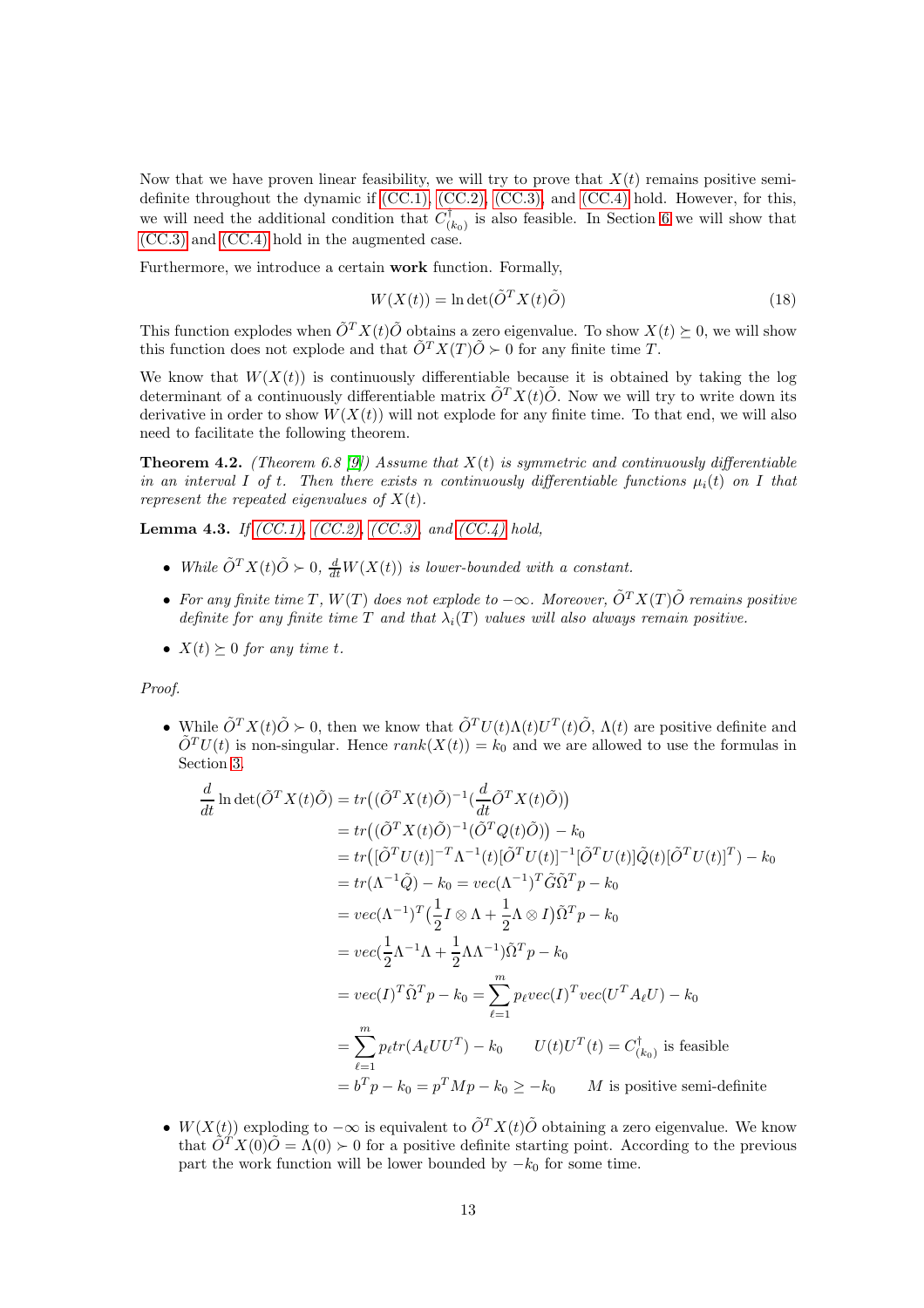Now that we have proven linear feasibility, we will try to prove that $X(t)$ remains positive semi-definite throughout the dynamic if (CC.1), (CC.2), (CC.3), and (CC.4) hold. However, for this, we will need the additional condition that $C^{\dagger}_{(k_0)}$ is also feasible. In Section 6 we will show that (CC.3) and (CC.4) hold in the augmented case.

Furthermore, we introduce a certain **work** function. Formally,

$$W(X(t)) = \ln\det(\tilde{O}^T X(t)\tilde{O}) \tag{18}$$

This function explodes when $\tilde{O}^T X(t)\tilde{O}$ obtains a zero eigenvalue. To show $X(t) \succeq 0$, we will show this function does not explode and that $\tilde{O}^T X(T)\tilde{O} \succ 0$ for any finite time $T$.

We know that $W(X(t))$ is continuously differentiable because it is obtained by taking the log determinant of a continuously differentiable matrix $\tilde{O}^T X(t)\tilde{O}$. Now we will try to write down its derivative in order to show $W(X(t))$ will not explode for any finite time. To that end, we will also need to facilitate the following theorem.

**Theorem 4.2.** *(Theorem 6.8 [9]) Assume that $X(t)$ is symmetric and continuously differentiable in an interval $I$ of $t$. Then there exists $n$ continuously differentiable functions $\mu_i(t)$ on $I$ that represent the repeated eigenvalues of $X(t)$.*

**Lemma 4.3.** *If (CC.1), (CC.2), (CC.3), and (CC.4) hold,*

- *While $\tilde{O}^T X(t)\tilde{O} \succ 0$, $\frac{d}{dt}W(X(t))$ is lower-bounded with a constant.*
- *For any finite time $T$, $W(T)$ does not explode to $-\infty$. Moreover, $\tilde{O}^T X(T)\tilde{O}$ remains positive definite for any finite time $T$ and that $\lambda_i(T)$ values will also always remain positive.*
- *$X(t) \succeq 0$ for any time $t$.*

*Proof.*

- While $\tilde{O}^T X(t)\tilde{O} \succ 0$, then we know that $\tilde{O}^T U(t)\Lambda(t)U^T(t)\tilde{O}$, $\Lambda(t)$ are positive definite and $\tilde{O}^T U(t)$ is non-singular. Hence $rank(X(t)) = k_0$ and we are allowed to use the formulas in Section 3.

$$\begin{aligned}
\frac{d}{dt}\ln\det(\tilde{O}^T X(t)\tilde{O}) &= tr\big((\tilde{O}^T X(t)\tilde{O})^{-1}(\frac{d}{dt}\tilde{O}^T X(t)\tilde{O})\big) \\
&= tr\big((\tilde{O}^T X(t)\tilde{O})^{-1}(\tilde{O}^T Q(t)\tilde{O})\big) - k_0 \\
&= tr\big([\tilde{O}^T U(t)]^{-T}\Lambda^{-1}(t)[\tilde{O}^T U(t)]^{-1}[\tilde{O}^T U(t)]\tilde{Q}(t)[\tilde{O}^T U(t)]^T\big) - k_0 \\
&= tr(\Lambda^{-1}\tilde{Q}) - k_0 = vec(\Lambda^{-1})^T \tilde{G}\tilde{\Omega}^T p - k_0 \\
&= vec(\Lambda^{-1})^T\big(\frac{1}{2}I\otimes\Lambda + \frac{1}{2}\Lambda\otimes I\big)\tilde{\Omega}^T p - k_0 \\
&= vec(\frac{1}{2}\Lambda^{-1}\Lambda + \frac{1}{2}\Lambda\Lambda^{-1})\tilde{\Omega}^T p - k_0 \\
&= vec(I)^T\tilde{\Omega}^T p - k_0 = \sum_{\ell=1}^{m} p_\ell\, vec(I)^T vec(U^T A_\ell U) - k_0 \\
&= \sum_{\ell=1}^{m} p_\ell\, tr(A_\ell U U^T) - k_0 \qquad U(t)U^T(t) = C^{\dagger}_{(k_0)} \text{ is feasible} \\
&= b^T p - k_0 = p^T M p - k_0 \geq -k_0 \qquad M \text{ is positive semi-definite}
\end{aligned}$$

- $W(X(t))$ exploding to $-\infty$ is equivalent to $\tilde{O}^T X(t)\tilde{O}$ obtaining a zero eigenvalue. We know that $\tilde{O}^T X(0)\tilde{O} = \Lambda(0) \succ 0$ for a positive definite starting point. According to the previous part the work function will be lower bounded by $-k_0$ for some time.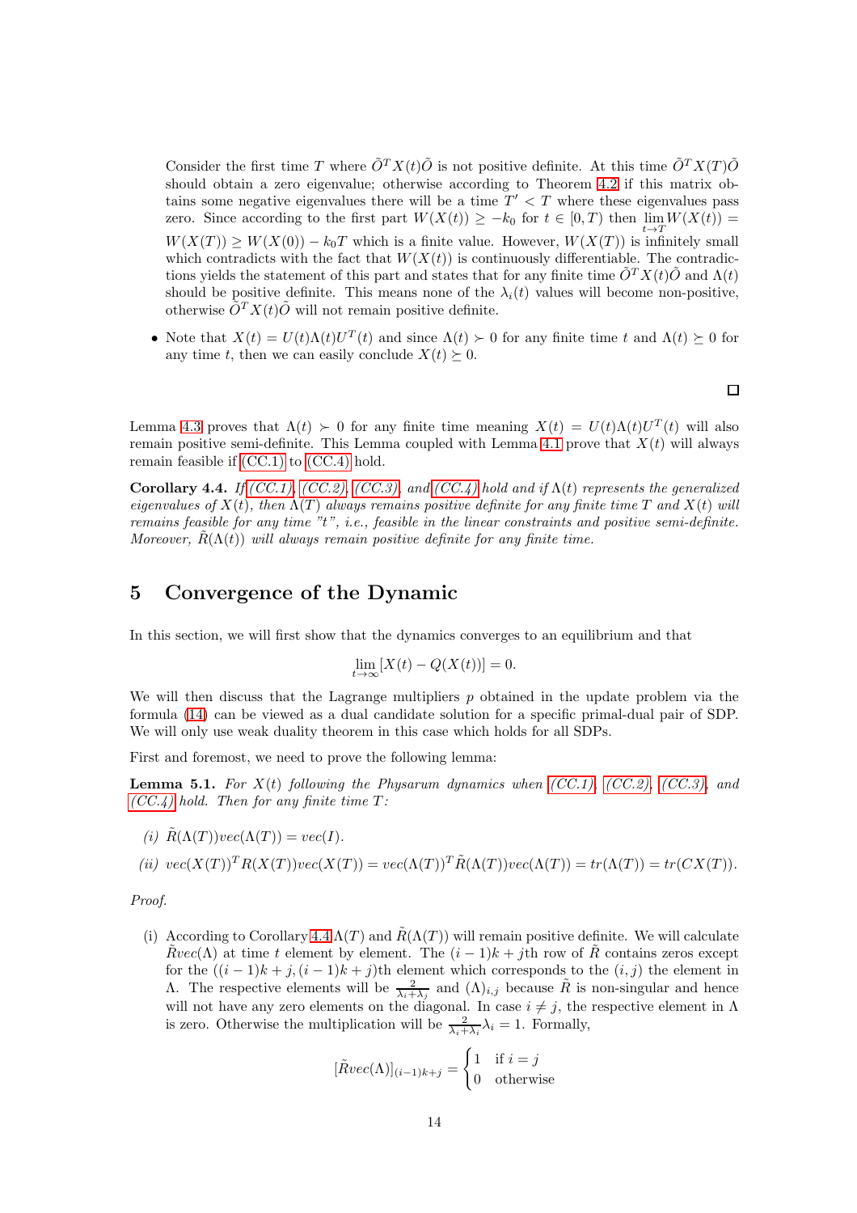Consider the first time $T$ where $\tilde{O}^T X(t)\tilde{O}$ is not positive definite. At this time $\tilde{O}^T X(T)\tilde{O}$ should obtain a zero eigenvalue; otherwise according to Theorem 4.2 if this matrix obtains some negative eigenvalues there will be a time $T' < T$ where these eigenvalues pass zero. Since according to the first part $W(X(t)) \geq -k_0$ for $t \in [0,T)$ then $\lim_{t\to T} W(X(t)) = W(X(T)) \geq W(X(0)) - k_0 T$ which is a finite value. However, $W(X(T))$ is infinitely small which contradicts with the fact that $W(X(t))$ is continuously differentiable. The contradictions yields the statement of this part and states that for any finite time $\tilde{O}^T X(t)\tilde{O}$ and $\Lambda(t)$ should be positive definite. This means none of the $\lambda_i(t)$ values will become non-positive, otherwise $\tilde{O}^T X(t)\tilde{O}$ will not remain positive definite.

- Note that $X(t) = U(t)\Lambda(t)U^T(t)$ and since $\Lambda(t) \succ 0$ for any finite time $t$ and $\Lambda(t) \succeq 0$ for any time $t$, then we can easily conclude $X(t) \succeq 0$.

□

Lemma 4.3 proves that $\Lambda(t) \succ 0$ for any finite time meaning $X(t) = U(t)\Lambda(t)U^T(t)$ will also remain positive semi-definite. This Lemma coupled with Lemma 4.1 prove that $X(t)$ will always remain feasible if (CC.1) to (CC.4) hold.

**Corollary 4.4.** *If (CC.1), (CC.2), (CC.3), and (CC.4) hold and if $\Lambda(t)$ represents the generalized eigenvalues of $X(t)$, then $\Lambda(T)$ always remains positive definite for any finite time $T$ and $X(t)$ will remains feasible for any time "t", i.e., feasible in the linear constraints and positive semi-definite. Moreover, $\tilde{R}(\Lambda(t))$ will always remain positive definite for any finite time.*

# 5 Convergence of the Dynamic

In this section, we will first show that the dynamics converges to an equilibrium and that

$$\lim_{t\to\infty} [X(t) - Q(X(t))] = 0.$$

We will then discuss that the Lagrange multipliers $p$ obtained in the update problem via the formula (14) can be viewed as a dual candidate solution for a specific primal-dual pair of SDP. We will only use weak duality theorem in this case which holds for all SDPs.

First and foremost, we need to prove the following lemma:

**Lemma 5.1.** *For $X(t)$ following the Physarum dynamics when (CC.1), (CC.2), (CC.3), and (CC.4) hold. Then for any finite time $T$:*

*(i)* $\tilde{R}(\Lambda(T))vec(\Lambda(T)) = vec(I)$.

*(ii)* $vec(X(T))^T R(X(T))vec(X(T)) = vec(\Lambda(T))^T \tilde{R}(\Lambda(T))vec(\Lambda(T)) = tr(\Lambda(T)) = tr(CX(T))$.

*Proof.*

(i) According to Corollary 4.4 $\Lambda(T)$ and $\tilde{R}(\Lambda(T))$ will remain positive definite. We will calculate $\tilde{R}vec(\Lambda)$ at time $t$ element by element. The $(i-1)k+j$th row of $\tilde{R}$ contains zeros except for the $((i-1)k+j,(i-1)k+j)$th element which corresponds to the $(i,j)$ the element in $\Lambda$. The respective elements will be $\frac{2}{\lambda_i+\lambda_j}$ and $(\Lambda)_{i,j}$ because $\tilde{R}$ is non-singular and hence will not have any zero elements on the diagonal. In case $i \neq j$, the respective element in $\Lambda$ is zero. Otherwise the multiplication will be $\frac{2}{\lambda_i+\lambda_i}\lambda_i = 1$. Formally,

$$[\tilde{R}vec(\Lambda)]_{(i-1)k+j} = \begin{cases} 1 & \text{if } i = j \\ 0 & \text{otherwise} \end{cases}$$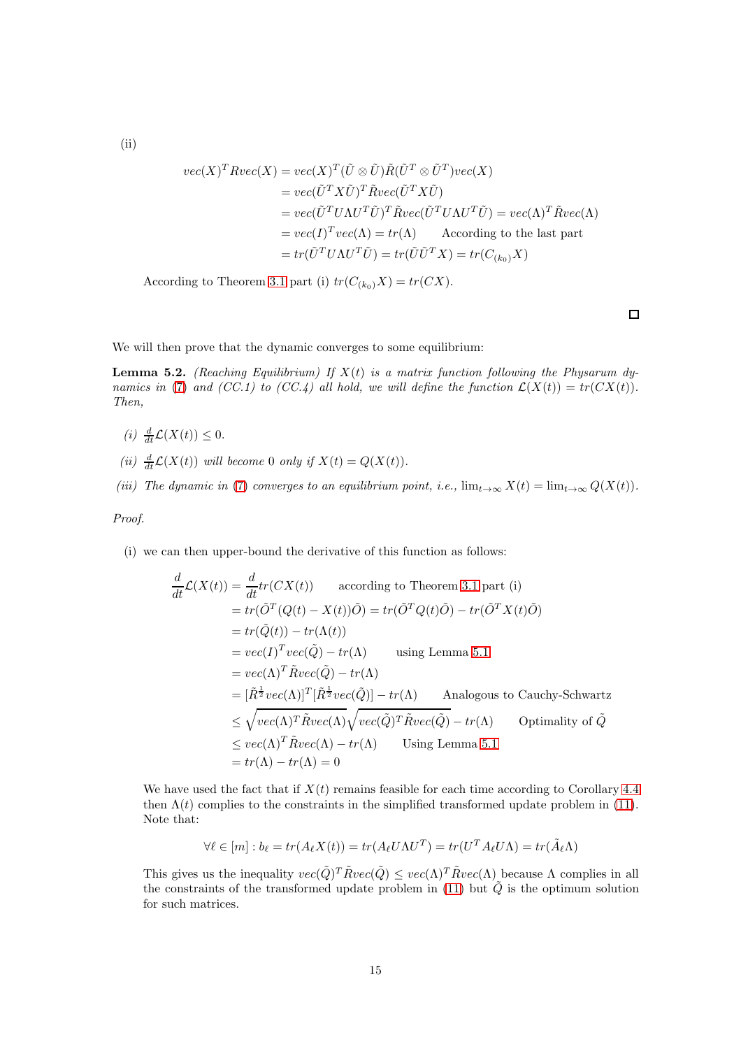(ii)

$$
\begin{aligned}
vec(X)^T R vec(X) &= vec(X)^T (\tilde{U} \otimes \tilde{U}) \tilde{R} (\tilde{U}^T \otimes \tilde{U}^T) vec(X) \\
&= vec(\tilde{U}^T X \tilde{U})^T \tilde{R} vec(\tilde{U}^T X \tilde{U}) \\
&= vec(\tilde{U}^T U \Lambda U^T \tilde{U})^T \tilde{R} vec(\tilde{U}^T U \Lambda U^T \tilde{U}) = vec(\Lambda)^T \tilde{R} vec(\Lambda) \\
&= vec(I)^T vec(\Lambda) = tr(\Lambda) \qquad \text{According to the last part} \\
&= tr(\tilde{U}^T U \Lambda U^T \tilde{U}) = tr(\tilde{U}\tilde{U}^T X) = tr(C_{(k_0)} X)
\end{aligned}
$$

According to Theorem 3.1 part (i) $tr(C_{(k_0)}X) = tr(CX)$.

□

We will then prove that the dynamic converges to some equilibrium:

**Lemma 5.2.** *(Reaching Equilibrium) If $X(t)$ is a matrix function following the Physarum dynamics in (7) and (CC.1) to (CC.4) all hold, we will define the function $\mathcal{L}(X(t)) = tr(CX(t))$. Then,*

*(i)* $\frac{d}{dt}\mathcal{L}(X(t)) \leq 0$.

*(ii)* $\frac{d}{dt}\mathcal{L}(X(t))$ *will become 0 only if $X(t) = Q(X(t))$.*

*(iii) The dynamic in (7) converges to an equilibrium point, i.e., $\lim_{t\to\infty} X(t) = \lim_{t\to\infty} Q(X(t))$.*

*Proof.*

(i) we can then upper-bound the derivative of this function as follows:

$$
\begin{aligned}
\frac{d}{dt}\mathcal{L}(X(t)) &= \frac{d}{dt} tr(CX(t)) \qquad \text{according to Theorem 3.1 part (i)} \\
&= tr(\tilde{O}^T(Q(t) - X(t))\tilde{O}) = tr(\tilde{O}^T Q(t) \tilde{O}) - tr(\tilde{O}^T X(t) \tilde{O}) \\
&= tr(\tilde{Q}(t)) - tr(\Lambda(t)) \\
&= vec(I)^T vec(\tilde{Q}) - tr(\Lambda) \qquad \text{using Lemma 5.1} \\
&= vec(\Lambda)^T \tilde{R} vec(\tilde{Q}) - tr(\Lambda) \\
&= [\tilde{R}^{\frac{1}{2}} vec(\Lambda)]^T [\tilde{R}^{\frac{1}{2}} vec(\tilde{Q})] - tr(\Lambda) \qquad \text{Analogous to Cauchy-Schwartz} \\
&\leq \sqrt{vec(\Lambda)^T \tilde{R} vec(\Lambda)} \sqrt{vec(\tilde{Q})^T \tilde{R} vec(\tilde{Q})} - tr(\Lambda) \qquad \text{Optimality of } \tilde{Q} \\
&\leq vec(\Lambda)^T \tilde{R} vec(\Lambda) - tr(\Lambda) \qquad \text{Using Lemma 5.1} \\
&= tr(\Lambda) - tr(\Lambda) = 0
\end{aligned}
$$

We have used the fact that if $X(t)$ remains feasible for each time according to Corollary 4.4 then $\Lambda(t)$ complies to the constraints in the simplified transformed update problem in (11). Note that:

$$
\forall \ell \in [m] : b_\ell = tr(A_\ell X(t)) = tr(A_\ell U \Lambda U^T) = tr(U^T A_\ell U \Lambda) = tr(\tilde{A}_\ell \Lambda)
$$

This gives us the inequality $vec(\tilde{Q})^T \tilde{R} vec(\tilde{Q}) \leq vec(\Lambda)^T \tilde{R} vec(\Lambda)$ because $\Lambda$ complies in all the constraints of the transformed update problem in (11) but $\tilde{Q}$ is the optimum solution for such matrices.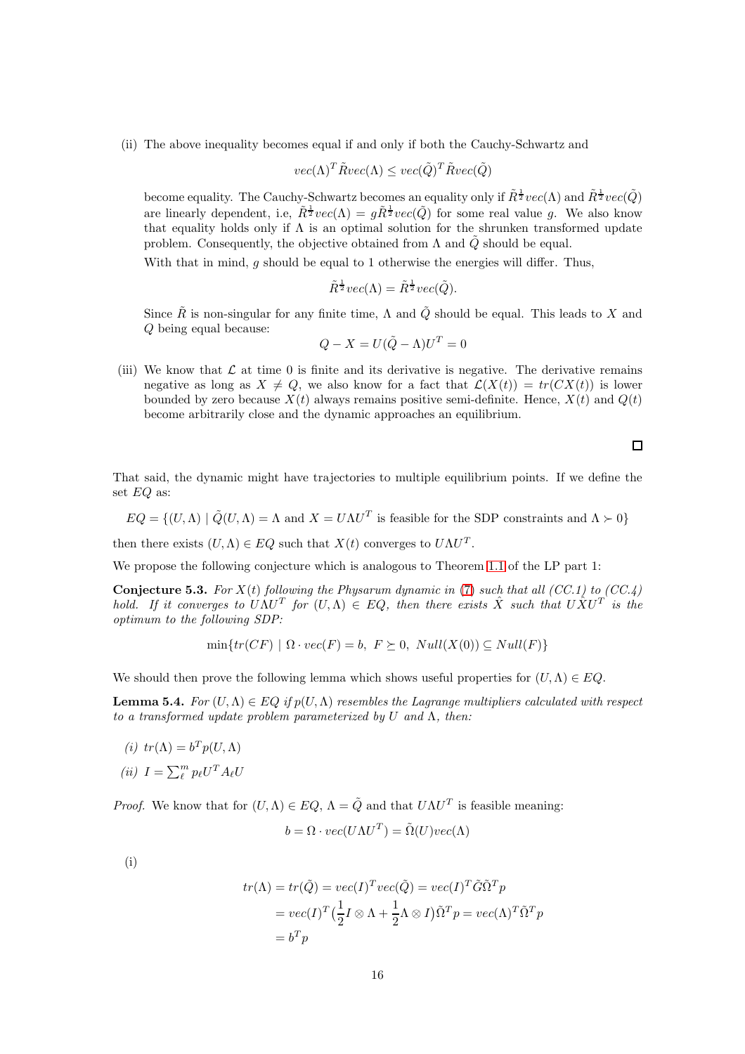(ii) The above inequality becomes equal if and only if both the Cauchy-Schwartz and

$$vec(\Lambda)^T \tilde{R} vec(\Lambda) \leq vec(\tilde{Q})^T \tilde{R} vec(\tilde{Q})$$

become equality. The Cauchy-Schwartz becomes an equality only if $\tilde{R}^{\frac{1}{2}} vec(\Lambda)$ and $\tilde{R}^{\frac{1}{2}} vec(\tilde{Q})$ are linearly dependent, i.e, $\tilde{R}^{\frac{1}{2}} vec(\Lambda) = g \tilde{R}^{\frac{1}{2}} vec(\tilde{Q})$ for some real value $g$. We also know that equality holds only if $\Lambda$ is an optimal solution for the shrunken transformed update problem. Consequently, the objective obtained from $\Lambda$ and $\tilde{Q}$ should be equal.

With that in mind, $g$ should be equal to 1 otherwise the energies will differ. Thus,

$$\tilde{R}^{\frac{1}{2}} vec(\Lambda) = \tilde{R}^{\frac{1}{2}} vec(\tilde{Q}).$$

Since $\tilde{R}$ is non-singular for any finite time, $\Lambda$ and $\tilde{Q}$ should be equal. This leads to $X$ and $Q$ being equal because:

$$Q - X = U(\tilde{Q} - \Lambda)U^T = 0$$

(iii) We know that $\mathcal{L}$ at time 0 is finite and its derivative is negative. The derivative remains negative as long as $X \neq Q$, we also know for a fact that $\mathcal{L}(X(t)) = tr(CX(t))$ is lower bounded by zero because $X(t)$ always remains positive semi-definite. Hence, $X(t)$ and $Q(t)$ become arbitrarily close and the dynamic approaches an equilibrium.

□

That said, the dynamic might have trajectories to multiple equilibrium points. If we define the set $EQ$ as:

$$EQ = \{(U, \Lambda) \mid \tilde{Q}(U, \Lambda) = \Lambda \text{ and } X = U\Lambda U^T \text{ is feasible for the SDP constraints and } \Lambda \succ 0\}$$

then there exists $(U, \Lambda) \in EQ$ such that $X(t)$ converges to $U\Lambda U^T$.

We propose the following conjecture which is analogous to Theorem 1.1 of the LP part 1:

**Conjecture 5.3.** *For $X(t)$ following the Physarum dynamic in (7) such that all (CC.1) to (CC.4) hold. If it converges to $U\Lambda U^T$ for $(U, \Lambda) \in EQ$, then there exists $\hat{X}$ such that $U\hat{X}U^T$ is the optimum to the following SDP:*

$$\min\{tr(CF) \mid \Omega \cdot vec(F) = b,\ F \succeq 0,\ Null(X(0)) \subseteq Null(F)\}$$

We should then prove the following lemma which shows useful properties for $(U, \Lambda) \in EQ$.

**Lemma 5.4.** *For $(U, \Lambda) \in EQ$ if $p(U, \Lambda)$ resembles the Lagrange multipliers calculated with respect to a transformed update problem parameterized by $U$ and $\Lambda$, then:*

*(i) $tr(\Lambda) = b^T p(U, \Lambda)$*

*(ii) $I = \sum_{\ell}^{m} p_\ell U^T A_\ell U$*

*Proof.* We know that for $(U, \Lambda) \in EQ$, $\Lambda = \tilde{Q}$ and that $U\Lambda U^T$ is feasible meaning:

$$b = \Omega \cdot vec(U\Lambda U^T) = \tilde{\Omega}(U) vec(\Lambda)$$

(i)

$$\begin{aligned}
tr(\Lambda) = tr(\tilde{Q}) &= vec(I)^T vec(\tilde{Q}) = vec(I)^T \tilde{G} \tilde{\Omega}^T p \\
&= vec(I)^T \big(\frac{1}{2} I \otimes \Lambda + \frac{1}{2} \Lambda \otimes I\big) \tilde{\Omega}^T p = vec(\Lambda)^T \tilde{\Omega}^T p \\
&= b^T p
\end{aligned}$$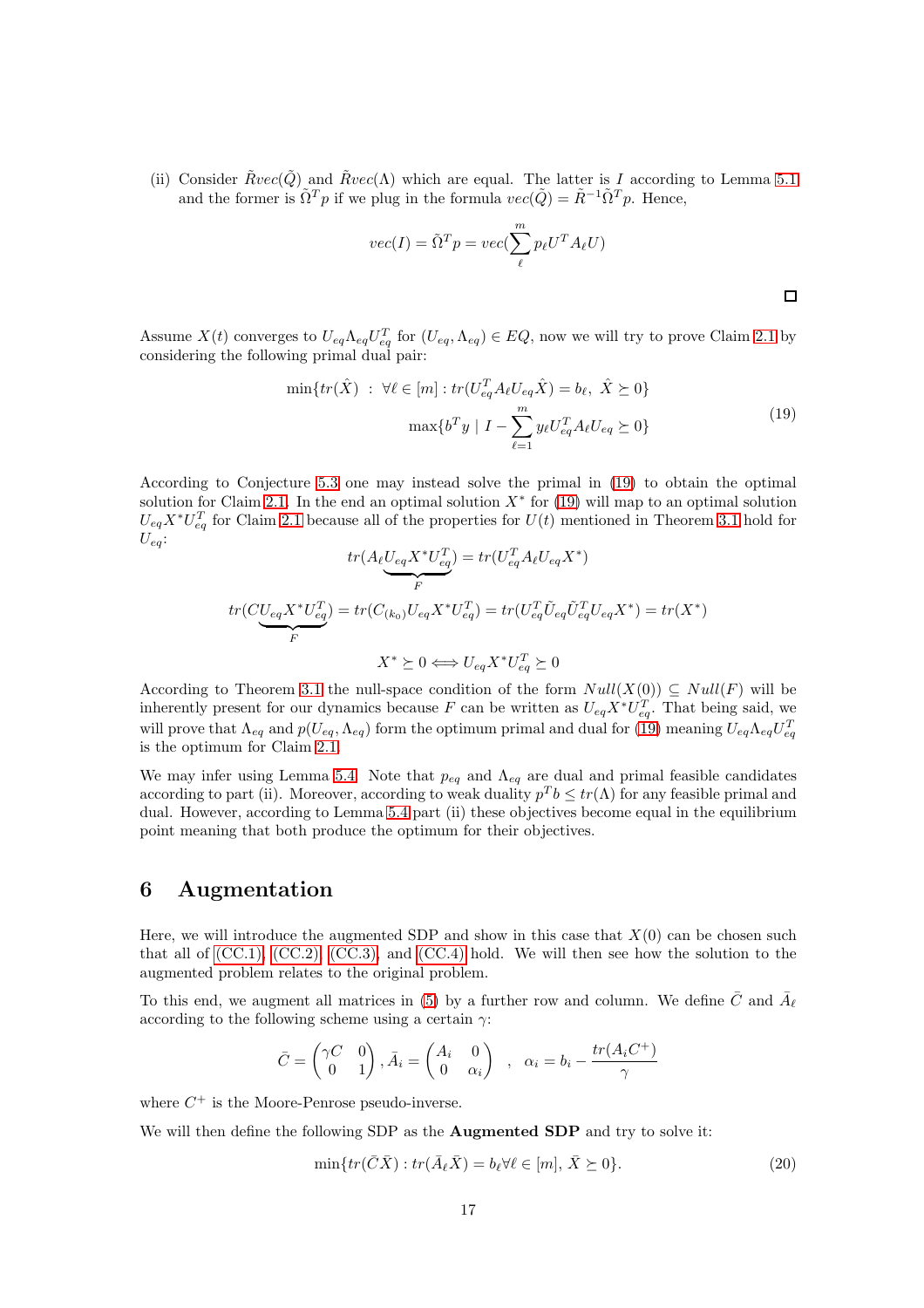(ii) Consider $\tilde{R}vec(\tilde{Q})$ and $\tilde{R}vec(\Lambda)$ which are equal. The latter is $I$ according to Lemma 5.1 and the former is $\tilde{\Omega}^T p$ if we plug in the formula $vec(\tilde{Q}) = \tilde{R}^{-1}\tilde{\Omega}^T p$. Hence,

$$vec(I) = \tilde{\Omega}^T p = vec(\sum_{\ell}^{m} p_\ell U^T A_\ell U)$$

□

Assume $X(t)$ converges to $U_{eq}\Lambda_{eq}U_{eq}^T$ for $(U_{eq}, \Lambda_{eq}) \in EQ$, now we will try to prove Claim 2.1 by considering the following primal dual pair:

$$\begin{aligned} \min\{tr(\hat{X}) \ : \ \forall \ell \in [m] : tr(U_{eq}^T A_\ell U_{eq}\hat{X}) = b_\ell, \ \hat{X} \succeq 0\} \\ \max\{b^T y \mid I - \sum_{\ell=1}^{m} y_\ell U_{eq}^T A_\ell U_{eq} \succeq 0\} \end{aligned} \tag{19}$$

According to Conjecture 5.3 one may instead solve the primal in (19) to obtain the optimal solution for Claim 2.1. In the end an optimal solution $X^*$ for (19) will map to an optimal solution $U_{eq}X^*U_{eq}^T$ for Claim 2.1 because all of the properties for $U(t)$ mentioned in Theorem 3.1 hold for $U_{eq}$:

$$tr(A_\ell \underbrace{U_{eq}X^*U_{eq}^T}_{F}) = tr(U_{eq}^T A_\ell U_{eq}X^*)$$

$$tr(C\underbrace{U_{eq}X^*U_{eq}^T}_{F}) = tr(C_{(k_0)}U_{eq}X^*U_{eq}^T) = tr(U_{eq}^T\tilde{U}_{eq}\tilde{U}_{eq}^T U_{eq}X^*) = tr(X^*)$$

$$X^* \succeq 0 \Longleftrightarrow U_{eq}X^*U_{eq}^T \succeq 0$$

According to Theorem 3.1 the null-space condition of the form $Null(X(0)) \subseteq Null(F)$ will be inherently present for our dynamics because $F$ can be written as $U_{eq}X^*U_{eq}^T$. That being said, we will prove that $\Lambda_{eq}$ and $p(U_{eq}, \Lambda_{eq})$ form the optimum primal and dual for (19) meaning $U_{eq}\Lambda_{eq}U_{eq}^T$ is the optimum for Claim 2.1.

We may infer using Lemma 5.4. Note that $p_{eq}$ and $\Lambda_{eq}$ are dual and primal feasible candidates according to part (ii). Moreover, according to weak duality $p^T b \leq tr(\Lambda)$ for any feasible primal and dual. However, according to Lemma 5.4 part (ii) these objectives become equal in the equilibrium point meaning that both produce the optimum for their objectives.

# 6 Augmentation

Here, we will introduce the augmented SDP and show in this case that $X(0)$ can be chosen such that all of (CC.1), (CC.2), (CC.3), and (CC.4) hold. We will then see how the solution to the augmented problem relates to the original problem.

To this end, we augment all matrices in (5) by a further row and column. We define $\bar{C}$ and $\bar{A}_\ell$ according to the following scheme using a certain $\gamma$:

$$\bar{C} = \begin{pmatrix} \gamma C & 0 \\ 0 & 1 \end{pmatrix}, \bar{A}_i = \begin{pmatrix} A_i & 0 \\ 0 & \alpha_i \end{pmatrix} \quad , \quad \alpha_i = b_i - \frac{tr(A_i C^+)}{\gamma}$$

where $C^+$ is the Moore-Penrose pseudo-inverse.

We will then define the following SDP as the **Augmented SDP** and try to solve it:

$$\min\{tr(\bar{C}\bar{X}) : tr(\bar{A}_\ell \bar{X}) = b_\ell \forall \ell \in [m], \ \bar{X} \succeq 0\}. \tag{20}$$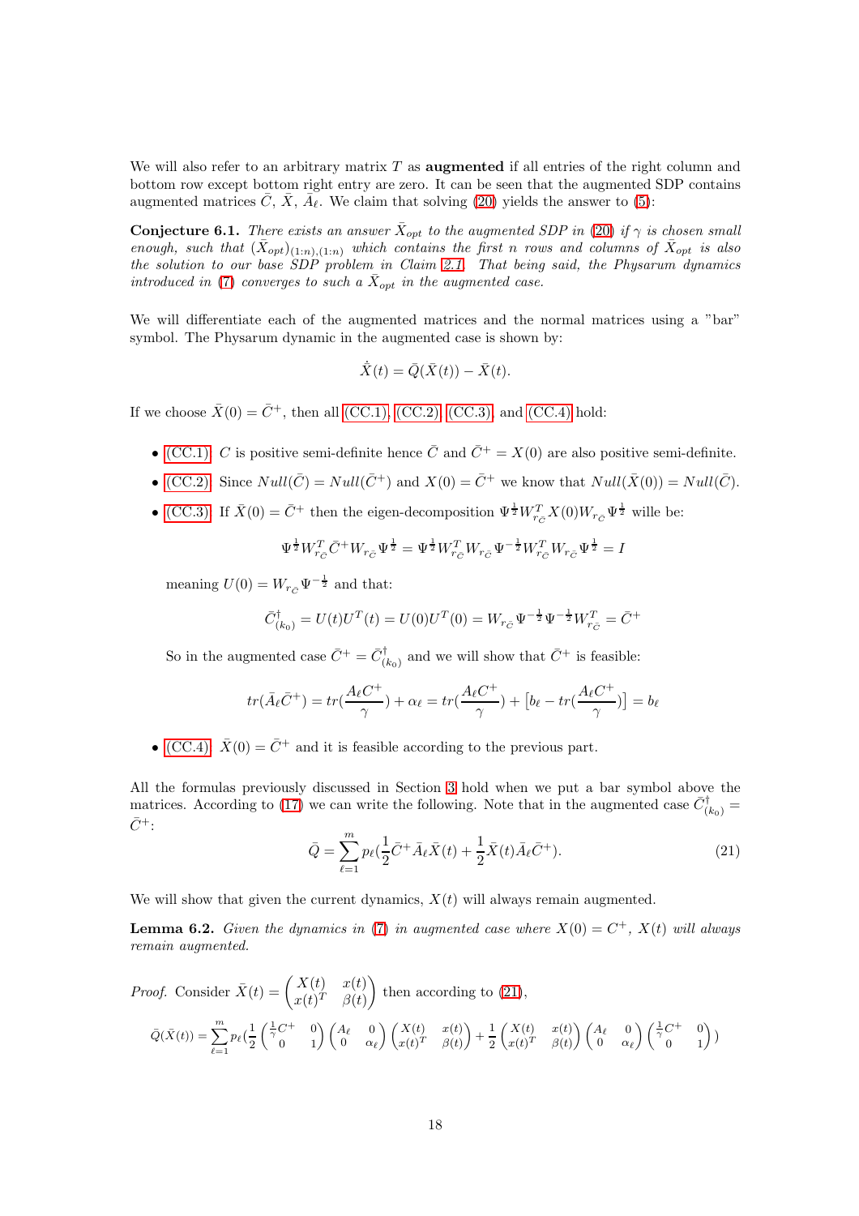We will also refer to an arbitrary matrix $T$ as **augmented** if all entries of the right column and bottom row except bottom right entry are zero. It can be seen that the augmented SDP contains augmented matrices $\bar{C}$, $\bar{X}$, $\bar{A}_\ell$. We claim that solving (20) yields the answer to (5):

**Conjecture 6.1.** *There exists an answer $\bar{X}_{opt}$ to the augmented SDP in (20) if $\gamma$ is chosen small enough, such that $(\bar{X}_{opt})_{(1:n),(1:n)}$ which contains the first $n$ rows and columns of $\bar{X}_{opt}$ is also the solution to our base SDP problem in Claim 2.1. That being said, the Physarum dynamics introduced in (7) converges to such a $\bar{X}_{opt}$ in the augmented case.*

We will differentiate each of the augmented matrices and the normal matrices using a "bar" symbol. The Physarum dynamic in the augmented case is shown by:

$$\dot{\bar{X}}(t) = \bar{Q}(\bar{X}(t)) - \bar{X}(t).$$

If we choose $\bar{X}(0) = \bar{C}^+$, then all (CC.1), (CC.2), (CC.3) and (CC.4) hold:

- (CC.1) $C$ is positive semi-definite hence $\bar{C}$ and $\bar{C}^+ = X(0)$ are also positive semi-definite.
- (CC.2) Since $Null(\bar{C}) = Null(\bar{C}^+)$ and $X(0) = \bar{C}^+$ we know that $Null(\bar{X}(0)) = Null(\bar{C})$.
- (CC.3) If $\bar{X}(0) = \bar{C}^+$ then the eigen-decomposition $\Psi^{\frac{1}{2}} W_{r_{\bar{C}}}^T X(0) W_{r_{\bar{C}}} \Psi^{\frac{1}{2}}$ wille be:

  $$\Psi^{\frac{1}{2}} W_{r_{\bar{C}}}^T \bar{C}^+ W_{r_{\bar{C}}} \Psi^{\frac{1}{2}} = \Psi^{\frac{1}{2}} W_{r_{\bar{C}}}^T W_{r_{\bar{C}}} \Psi^{-\frac{1}{2}} W_{r_{\bar{C}}}^T W_{r_{\bar{C}}} \Psi^{\frac{1}{2}} = I$$

  meaning $U(0) = W_{r_{\bar{C}}} \Psi^{-\frac{1}{2}}$ and that:

  $$\bar{C}^\dagger_{(k_0)} = U(t)U^T(t) = U(0)U^T(0) = W_{r_{\bar{C}}} \Psi^{-\frac{1}{2}} \Psi^{-\frac{1}{2}} W_{r_{\bar{C}}}^T = \bar{C}^+$$

  So in the augmented case $\bar{C}^+ = \bar{C}^\dagger_{(k_0)}$ and we will show that $\bar{C}^+$ is feasible:

  $$tr(\bar{A}_\ell \bar{C}^+) = tr(\frac{A_\ell C^+}{\gamma}) + \alpha_\ell = tr(\frac{A_\ell C^+}{\gamma}) + \left[b_\ell - tr(\frac{A_\ell C^+}{\gamma})\right] = b_\ell$$

- (CC.4) $\bar{X}(0) = \bar{C}^+$ and it is feasible according to the previous part.

All the formulas previously discussed in Section 3 hold when we put a bar symbol above the matrices. According to (17) we can write the following. Note that in the augmented case $\bar{C}^\dagger_{(k_0)} = \bar{C}^+$:

$$\bar{Q} = \sum_{\ell=1}^{m} p_\ell (\frac{1}{2} \bar{C}^+ \bar{A}_\ell \bar{X}(t) + \frac{1}{2} \bar{X}(t) \bar{A}_\ell \bar{C}^+). \tag{21}$$

We will show that given the current dynamics, $X(t)$ will always remain augmented.

**Lemma 6.2.** *Given the dynamics in (7) in augmented case where $X(0) = C^+$, $X(t)$ will always remain augmented.*

*Proof.* Consider $\bar{X}(t) = \begin{pmatrix} X(t) & x(t) \\ x(t)^T & \beta(t) \end{pmatrix}$ then according to (21),

$$\bar{Q}(\bar{X}(t)) = \sum_{\ell=1}^{m} p_\ell (\frac{1}{2} \begin{pmatrix} \frac{1}{\gamma} C^+ & 0 \\ 0 & 1 \end{pmatrix} \begin{pmatrix} A_\ell & 0 \\ 0 & \alpha_\ell \end{pmatrix} \begin{pmatrix} X(t) & x(t) \\ x(t)^T & \beta(t) \end{pmatrix} + \frac{1}{2} \begin{pmatrix} X(t) & x(t) \\ x(t)^T & \beta(t) \end{pmatrix} \begin{pmatrix} A_\ell & 0 \\ 0 & \alpha_\ell \end{pmatrix} \begin{pmatrix} \frac{1}{\gamma} C^+ & 0 \\ 0 & 1 \end{pmatrix})$$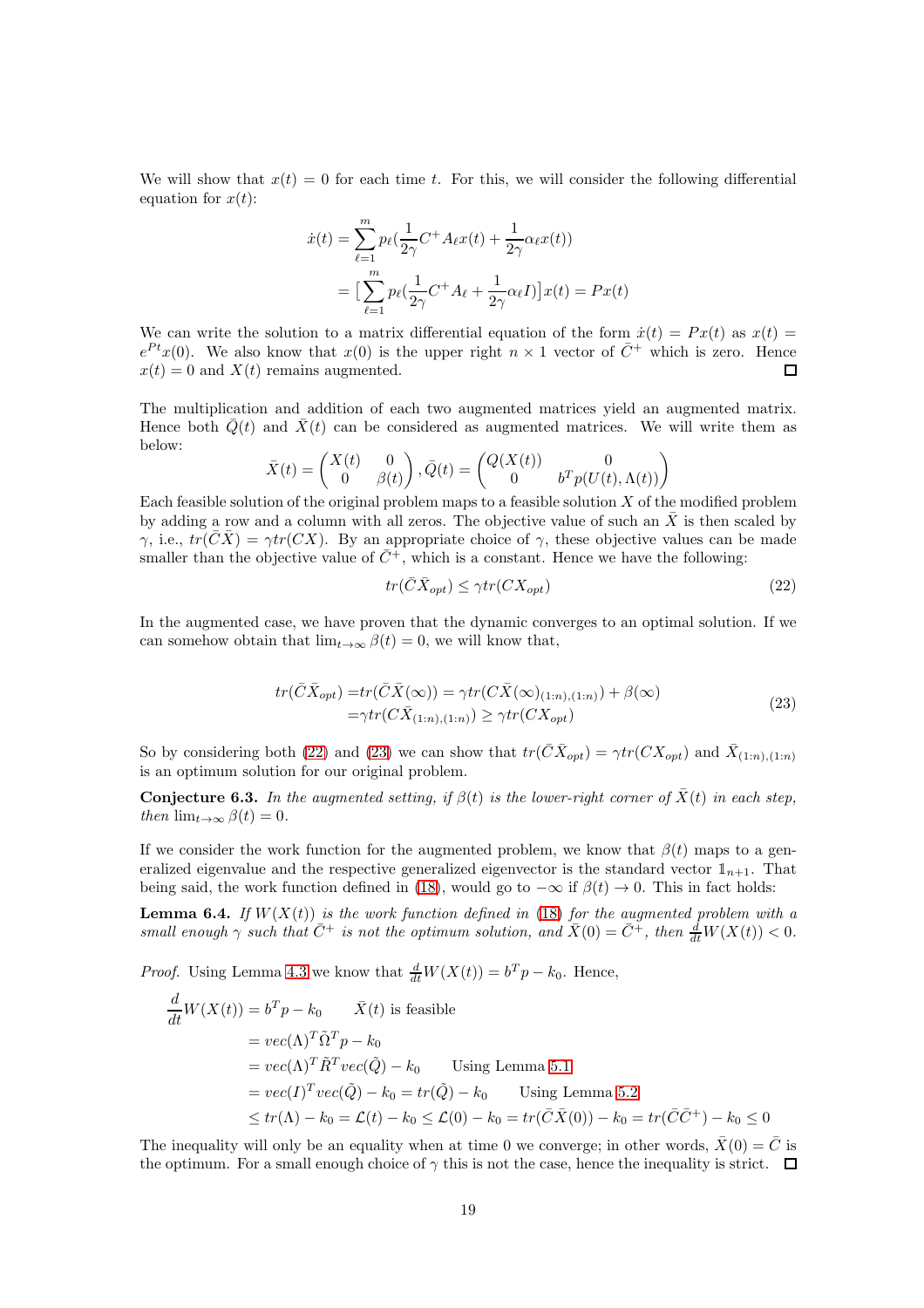We will show that $x(t) = 0$ for each time $t$. For this, we will consider the following differential equation for $x(t)$:

$$\begin{aligned}
\dot{x}(t) &= \sum_{\ell=1}^{m} p_\ell \big(\frac{1}{2\gamma} C^+ A_\ell x(t) + \frac{1}{2\gamma}\alpha_\ell x(t)\big) \\
&= \big[\sum_{\ell=1}^{m} p_\ell \big(\frac{1}{2\gamma} C^+ A_\ell + \frac{1}{2\gamma}\alpha_\ell I\big)\big] x(t) = P x(t)
\end{aligned}$$

We can write the solution to a matrix differential equation of the form $\dot{x}(t) = Px(t)$ as $x(t) = e^{Pt}x(0)$. We also know that $x(0)$ is the upper right $n \times 1$ vector of $\bar{C}^+$ which is zero. Hence $x(t) = 0$ and $X(t)$ remains augmented. ☐

The multiplication and addition of each two augmented matrices yield an augmented matrix. Hence both $\bar{Q}(t)$ and $\bar{X}(t)$ can be considered as augmented matrices. We will write them as below:

$$\bar{X}(t) = \begin{pmatrix} X(t) & 0 \\ 0 & \beta(t) \end{pmatrix}, \bar{Q}(t) = \begin{pmatrix} Q(X(t)) & 0 \\ 0 & b^T p(U(t), \Lambda(t)) \end{pmatrix}$$

Each feasible solution of the original problem maps to a feasible solution $X$ of the modified problem by adding a row and a column with all zeros. The objective value of such an $\bar{X}$ is then scaled by $\gamma$, i.e., $tr(\bar{C}\bar{X}) = \gamma tr(CX)$. By an appropriate choice of $\gamma$, these objective values can be made smaller than the objective value of $\bar{C}^+$, which is a constant. Hence we have the following:

$$tr(\bar{C}\bar{X}_{opt}) \leq \gamma tr(CX_{opt}) \tag{22}$$

In the augmented case, we have proven that the dynamic converges to an optimal solution. If we can somehow obtain that $\lim_{t\to\infty} \beta(t) = 0$, we will know that,

$$\begin{aligned}
tr(\bar{C}\bar{X}_{opt}) =& tr(\bar{C}\bar{X}(\infty)) = \gamma tr(C\bar{X}(\infty)_{(1:n),(1:n)}) + \beta(\infty) \\
=& \gamma tr(C\bar{X}_{(1:n),(1:n)}) \geq \gamma tr(CX_{opt})
\end{aligned} \tag{23}$$

So by considering both (22) and (23) we can show that $tr(\bar{C}\bar{X}_{opt}) = \gamma tr(CX_{opt})$ and $\bar{X}_{(1:n),(1:n)}$ is an optimum solution for our original problem.

**Conjecture 6.3.** *In the augmented setting, if $\beta(t)$ is the lower-right corner of $\bar{X}(t)$ in each step, then $\lim_{t\to\infty} \beta(t) = 0$.*

If we consider the work function for the augmented problem, we know that $\beta(t)$ maps to a generalized eigenvalue and the respective generalized eigenvector is the standard vector $\mathbb{1}_{n+1}$. That being said, the work function defined in (18), would go to $-\infty$ if $\beta(t) \to 0$. This in fact holds:

**Lemma 6.4.** *If $W(X(t))$ is the work function defined in (18) for the augmented problem with a small enough $\gamma$ such that $\bar{C}^+$ is not the optimum solution, and $\bar{X}(0) = \bar{C}^+$, then $\frac{d}{dt}W(X(t)) < 0$.*

*Proof.* Using Lemma 4.3 we know that $\frac{d}{dt}W(X(t)) = b^T p - k_0$. Hence,

$$\begin{aligned}
\frac{d}{dt}W(X(t)) &= b^T p - k_0 \qquad \bar{X}(t) \text{ is feasible} \\
&= vec(\Lambda)^T \tilde{\Omega}^T p - k_0 \\
&= vec(\Lambda)^T \tilde{R}^T vec(\tilde{Q}) - k_0 \qquad \text{Using Lemma 5.1} \\
&= vec(I)^T vec(\tilde{Q}) - k_0 = tr(\tilde{Q}) - k_0 \qquad \text{Using Lemma 5.2} \\
&\leq tr(\Lambda) - k_0 = \mathcal{L}(t) - k_0 \leq \mathcal{L}(0) - k_0 = tr(\bar{C}\bar{X}(0)) - k_0 = tr(\bar{C}\bar{C}^+) - k_0 \leq 0
\end{aligned}$$

The inequality will only be an equality when at time 0 we converge; in other words, $\bar{X}(0) = \bar{C}$ is the optimum. For a small enough choice of $\gamma$ this is not the case, hence the inequality is strict. ☐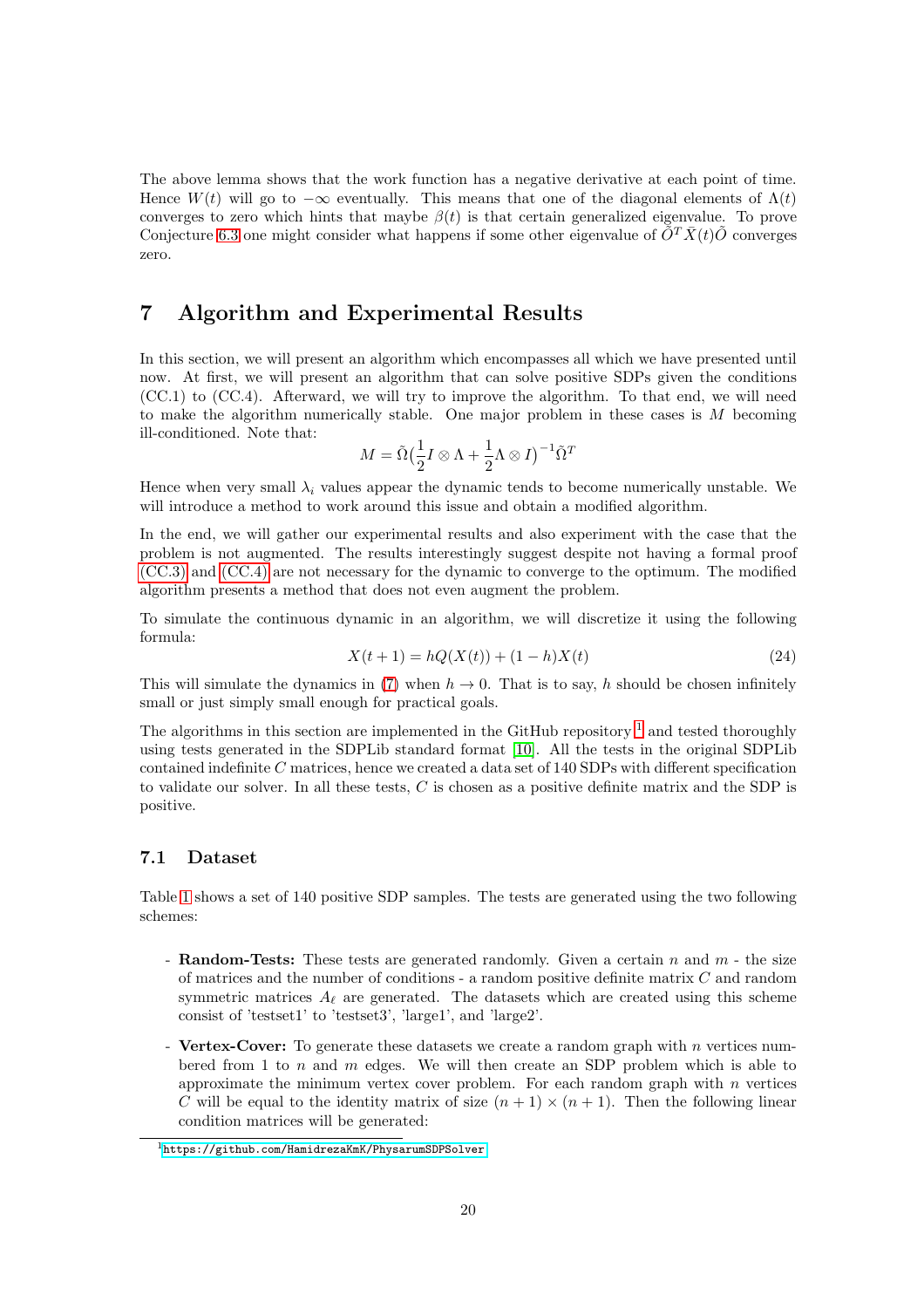The above lemma shows that the work function has a negative derivative at each point of time. Hence $W(t)$ will go to $-\infty$ eventually. This means that one of the diagonal elements of $\Lambda(t)$ converges to zero which hints that maybe $\beta(t)$ is that certain generalized eigenvalue. To prove Conjecture 6.3 one might consider what happens if some other eigenvalue of $\tilde{O}^T \bar{X}(t) \tilde{O}$ converges zero.

# 7 Algorithm and Experimental Results

In this section, we will present an algorithm which encompasses all which we have presented until now. At first, we will present an algorithm that can solve positive SDPs given the conditions (CC.1) to (CC.4). Afterward, we will try to improve the algorithm. To that end, we will need to make the algorithm numerically stable. One major problem in these cases is $M$ becoming ill-conditioned. Note that:

$$M = \tilde{\Omega}\big(\frac{1}{2} I \otimes \Lambda + \frac{1}{2} \Lambda \otimes I\big)^{-1} \tilde{\Omega}^T$$

Hence when very small $\lambda_i$ values appear the dynamic tends to become numerically unstable. We will introduce a method to work around this issue and obtain a modified algorithm.

In the end, we will gather our experimental results and also experiment with the case that the problem is not augmented. The results interestingly suggest despite not having a formal proof (CC.3) and (CC.4) are not necessary for the dynamic to converge to the optimum. The modified algorithm presents a method that does not even augment the problem.

To simulate the continuous dynamic in an algorithm, we will discretize it using the following formula:

$$X(t+1) = hQ(X(t)) + (1-h)X(t) \tag{24}$$

This will simulate the dynamics in (7) when $h \to 0$. That is to say, $h$ should be chosen infinitely small or just simply small enough for practical goals.

The algorithms in this section are implemented in the GitHub repository [1] and tested thoroughly using tests generated in the SDPLib standard format [10]. All the tests in the original SDPLib contained indefinite $C$ matrices, hence we created a data set of 140 SDPs with different specification to validate our solver. In all these tests, $C$ is chosen as a positive definite matrix and the SDP is positive.

## 7.1 Dataset

Table 1 shows a set of 140 positive SDP samples. The tests are generated using the two following schemes:

- **Random-Tests:** These tests are generated randomly. Given a certain $n$ and $m$ - the size of matrices and the number of conditions - a random positive definite matrix $C$ and random symmetric matrices $A_\ell$ are generated. The datasets which are created using this scheme consist of 'testset1' to 'testset3', 'large1', and 'large2'.
- **Vertex-Cover:** To generate these datasets we create a random graph with $n$ vertices numbered from 1 to $n$ and $m$ edges. We will then create an SDP problem which is able to approximate the minimum vertex cover problem. For each random graph with $n$ vertices $C$ will be equal to the identity matrix of size $(n+1) \times (n+1)$. Then the following linear condition matrices will be generated:

[1] https://github.com/HamidrezaKmK/PhysarumSDPSolver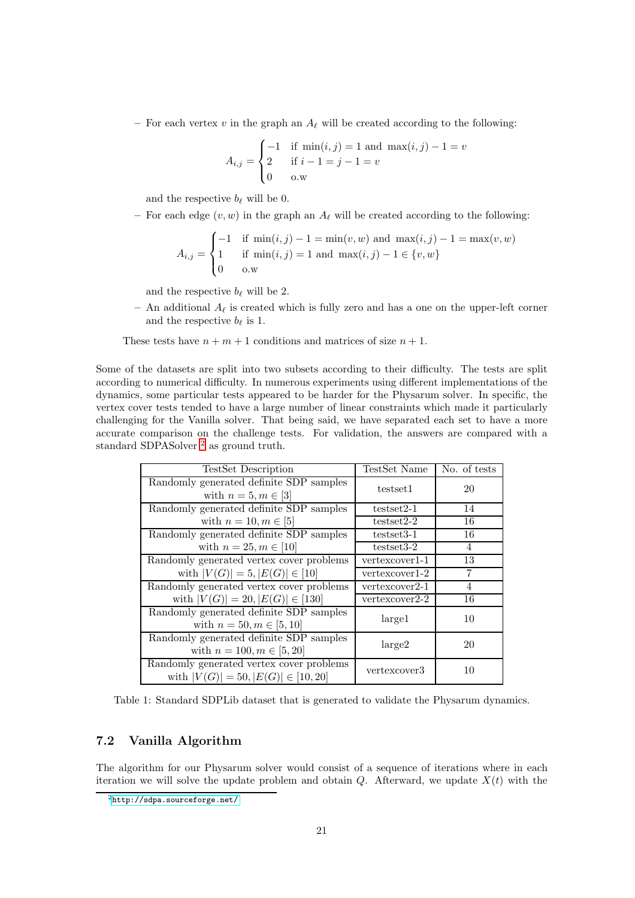– For each vertex $v$ in the graph an $A_\ell$ will be created according to the following:

$$A_{i,j} = \begin{cases} -1 & \text{if } \min(i,j) = 1 \text{ and } \max(i,j) - 1 = v \\ 2 & \text{if } i - 1 = j - 1 = v \\ 0 & \text{o.w} \end{cases}$$

and the respective $b_\ell$ will be 0.

– For each edge $(v, w)$ in the graph an $A_\ell$ will be created according to the following:

$$A_{i,j} = \begin{cases} -1 & \text{if } \min(i,j) - 1 = \min(v,w) \text{ and } \max(i,j) - 1 = \max(v,w) \\ 1 & \text{if } \min(i,j) = 1 \text{ and } \max(i,j) - 1 \in \{v, w\} \\ 0 & \text{o.w} \end{cases}$$

and the respective $b_\ell$ will be 2.

– An additional $A_\ell$ is created which is fully zero and has a one on the upper-left corner and the respective $b_\ell$ is 1.

These tests have $n + m + 1$ conditions and matrices of size $n + 1$.

Some of the datasets are split into two subsets according to their difficulty. The tests are split according to numerical difficulty. In numerous experiments using different implementations of the dynamics, some particular tests appeared to be harder for the Physarum solver. In specific, the vertex cover tests tended to have a large number of linear constraints which made it particularly challenging for the Vanilla solver. That being said, we have separated each set to have a more accurate comparison on the challenge tests. For validation, the answers are compared with a standard SDPASolver [2] as ground truth.

| TestSet Description | TestSet Name | No. of tests |
|---|---|---|
| Randomly generated definite SDP samples with $n = 5, m \in [3]$ | testset1 | 20 |
| Randomly generated definite SDP samples with $n = 10, m \in [5]$ | testset2-1 | 14 |
| | testset2-2 | 16 |
| Randomly generated definite SDP samples with $n = 25, m \in [10]$ | testset3-1 | 16 |
| | testset3-2 | 4 |
| Randomly generated vertex cover problems with $\lvert V(G)\rvert = 5, \lvert E(G)\rvert \in [10]$ | vertexcover1-1 | 13 |
| | vertexcover1-2 | 7 |
| Randomly generated vertex cover problems with $\lvert V(G)\rvert = 20, \lvert E(G)\rvert \in [130]$ | vertexcover2-1 | 4 |
| | vertexcover2-2 | 16 |
| Randomly generated definite SDP samples with $n = 50, m \in [5, 10]$ | large1 | 10 |
| Randomly generated definite SDP samples with $n = 100, m \in [5, 20]$ | large2 | 20 |
| Randomly generated vertex cover problems with $\lvert V(G)\rvert = 50, \lvert E(G)\rvert \in [10, 20]$ | vertexcover3 | 10 |

Table 1: Standard SDPLib dataset that is generated to validate the Physarum dynamics.

## 7.2 Vanilla Algorithm

The algorithm for our Physarum solver would consist of a sequence of iterations where in each iteration we will solve the update problem and obtain $Q$. Afterward, we update $X(t)$ with the

[2] http://sdpa.sourceforge.net/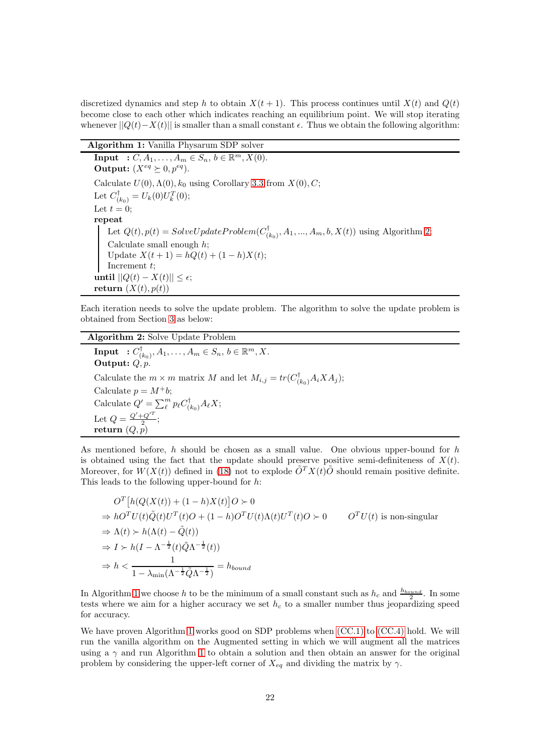discretized dynamics and step $h$ to obtain $X(t+1)$. This process continues until $X(t)$ and $Q(t)$ become close to each other which indicates reaching an equilibrium point. We will stop iterating whenever $||Q(t)-X(t)||$ is smaller than a small constant $\epsilon$. Thus we obtain the following algorithm:

**Algorithm 1:** Vanilla Physarum SDP solver

```
Input  : C, A_1, ..., A_m ∈ S_n, b ∈ R^m, X(0).
Output: (X^eq ⪰ 0, p^eq).
Calculate U(0), Λ(0), k_0 using Corollary 3.3 from X(0), C;
Let C†_(k_0) = U_k(0) U_k^T(0);
Let t = 0;
repeat
    Let Q(t), p(t) = SolveUpdateProblem(C†_(k_0), A_1, ..., A_m, b, X(t)) using Algorithm 2;
    Calculate small enough h;
    Update X(t+1) = hQ(t) + (1 − h)X(t);
    Increment t;
until ||Q(t) − X(t)|| ≤ ϵ;
return (X(t), p(t))
```

Each iteration needs to solve the update problem. The algorithm to solve the update problem is obtained from Section 3 as below:

**Algorithm 2:** Solve Update Problem

```
Input  : C†_(k_0), A_1, ..., A_m ∈ S_n, b ∈ R^m, X.
Output: Q, p.
Calculate the m × m matrix M and let M_{i,j} = tr(C†_(k_0) A_i X A_j);
Calculate p = M^+ b;
Calculate Q' = Σ_ℓ^m p_ℓ C†_(k_0) A_ℓ X;
Let Q = (Q' + Q'^T)/2;
return (Q, p)
```

As mentioned before, $h$ should be chosen as a small value. One obvious upper-bound for $h$ is obtained using the fact that the update should preserve positive semi-definiteness of $X(t)$. Moreover, for $W(X(t))$ defined in (18) not to explode $\tilde{O}^T X(t) \tilde{O}$ should remain positive definite. This leads to the following upper-bound for $h$:

$$
\begin{aligned}
& O^T\big[h(Q(X(t)) + (1-h)X(t)\big]O \succ 0 \\
\Rightarrow\ & hO^T U(t)\tilde{Q}(t)U^T(t)O + (1-h)O^T U(t)\Lambda(t)U^T(t)O \succ 0 \qquad O^T U(t) \text{ is non-singular} \\
\Rightarrow\ & \Lambda(t) \succ h(\Lambda(t) - \tilde{Q}(t)) \\
\Rightarrow\ & I \succ h(I - \Lambda^{-\frac{1}{2}}(t)\tilde{Q}\Lambda^{-\frac{1}{2}}(t)) \\
\Rightarrow\ & h < \frac{1}{1 - \lambda_{\min}(\Lambda^{-\frac{1}{2}}\tilde{Q}\Lambda^{-\frac{1}{2}})} = h_{bound}
\end{aligned}
$$

In Algorithm 1 we choose $h$ to be the minimum of a small constant such as $h_c$ and $\frac{h_{bound}}{2}$. In some tests where we aim for a higher accuracy we set $h_c$ to a smaller number thus jeopardizing speed for accuracy.

We have proven Algorithm 1 works good on SDP problems when (CC.1) to (CC.4) hold. We will run the vanilla algorithm on the Augmented setting in which we will augment all the matrices using a $\gamma$ and run Algorithm 1 to obtain a solution and then obtain an answer for the original problem by considering the upper-left corner of $X_{eq}$ and dividing the matrix by $\gamma$.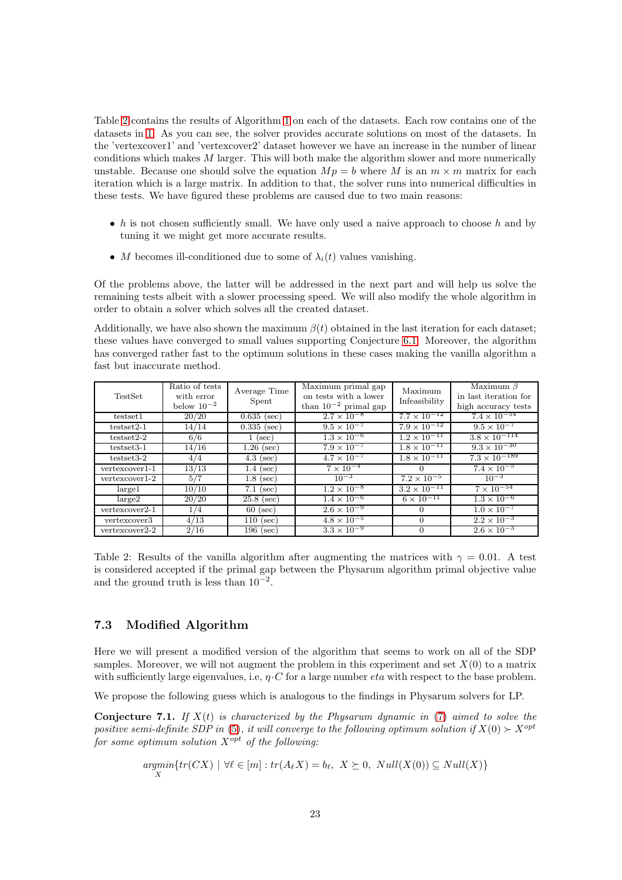Table 2 contains the results of Algorithm 1 on each of the datasets. Each row contains one of the datasets in 1. As you can see, the solver provides accurate solutions on most of the datasets. In the 'vertexcover1' and 'vertexcover2' dataset however we have an increase in the number of linear conditions which makes $M$ larger. This will both make the algorithm slower and more numerically unstable. Because one should solve the equation $Mp = b$ where $M$ is an $m \times m$ matrix for each iteration which is a large matrix. In addition to that, the solver runs into numerical difficulties in these tests. We have figured these problems are caused due to two main reasons:

- $h$ is not chosen sufficiently small. We have only used a naive approach to choose $h$ and by tuning it we might get more accurate results.
- $M$ becomes ill-conditioned due to some of $\lambda_i(t)$ values vanishing.

Of the problems above, the latter will be addressed in the next part and will help us solve the remaining tests albeit with a slower processing speed. We will also modify the whole algorithm in order to obtain a solver which solves all the created dataset.

Additionally, we have also shown the maximum $\beta(t)$ obtained in the last iteration for each dataset; these values have converged to small values supporting Conjecture 6.1. Moreover, the algorithm has converged rather fast to the optimum solutions in these cases making the vanilla algorithm a fast but inaccurate method.

| TestSet | Ratio of tests with error below $10^{-2}$ | Average Time Spent | Maximum primal gap on tests with a lower than $10^{-2}$ primal gap | Maximum Infeasibility | Maximum $\beta$ in last iteration for high accuracy tests |
|---|---|---|---|---|---|
| testset1 | 20/20 | 0.635 (sec) | $2.7 \times 10^{-8}$ | $7.7 \times 10^{-12}$ | $7.4 \times 10^{-54}$ |
| testset2-1 | 14/14 | 0.335 (sec) | $9.5 \times 10^{-7}$ | $7.9 \times 10^{-12}$ | $9.5 \times 10^{-7}$ |
| testset2-2 | 6/6 | 1 (sec) | $1.3 \times 10^{-6}$ | $1.2 \times 10^{-11}$ | $3.8 \times 10^{-114}$ |
| testset3-1 | 14/16 | 1.26 (sec) | $7.9 \times 10^{-7}$ | $1.8 \times 10^{-11}$ | $9.3 \times 10^{-30}$ |
| testset3-2 | 4/4 | 4.3 (sec) | $4.7 \times 10^{-7}$ | $1.8 \times 10^{-11}$ | $7.3 \times 10^{-189}$ |
| vertexcover1-1 | 13/13 | 1.4 (sec) | $7 \times 10^{-4}$ | 0 | $7.4 \times 10^{-5}$ |
| vertexcover1-2 | 5/7 | 1.8 (sec) | $10^{-3}$ | $7.2 \times 10^{-5}$ | $10^{-3}$ |
| large1 | 10/10 | 7.1 (sec) | $1.2 \times 10^{-8}$ | $3.2 \times 10^{-11}$ | $7 \times 10^{-54}$ |
| large2 | 20/20 | 25.8 (sec) | $1.4 \times 10^{-6}$ | $6 \times 10^{-11}$ | $1.3 \times 10^{-6}$ |
| vertexcover2-1 | 1/4 | 60 (sec) | $2.6 \times 10^{-9}$ | 0 | $1.0 \times 10^{-7}$ |
| vertexcover3 | 4/13 | 110 (sec) | $4.8 \times 10^{-5}$ | 0 | $2.2 \times 10^{-3}$ |
| vertexcover2-2 | 2/16 | 196 (sec) | $3.3 \times 10^{-9}$ | 0 | $2.6 \times 10^{-3}$ |

Table 2: Results of the vanilla algorithm after augmenting the matrices with $\gamma = 0.01$. A test is considered accepted if the primal gap between the Physarum algorithm primal objective value and the ground truth is less than $10^{-2}$.

### 7.3 Modified Algorithm

Here we will present a modified version of the algorithm that seems to work on all of the SDP samples. Moreover, we will not augment the problem in this experiment and set $X(0)$ to a matrix with sufficiently large eigenvalues, i.e, $\eta \cdot C$ for a large number *eta* with respect to the base problem.

We propose the following guess which is analogous to the findings in Physarum solvers for LP.

**Conjecture 7.1.** *If $X(t)$ is characterized by the Physarum dynamic in (7) aimed to solve the positive semi-definite SDP in (5), it will converge to the following optimum solution if $X(0) \succ X^{opt}$ for some optimum solution $X^{opt}$ of the following:*

$$\underset{X}{argmin}\{tr(CX) \mid \forall \ell \in [m] : tr(A_\ell X) = b_\ell,\ X \succeq 0,\ Null(X(0)) \subseteq Null(X)\}$$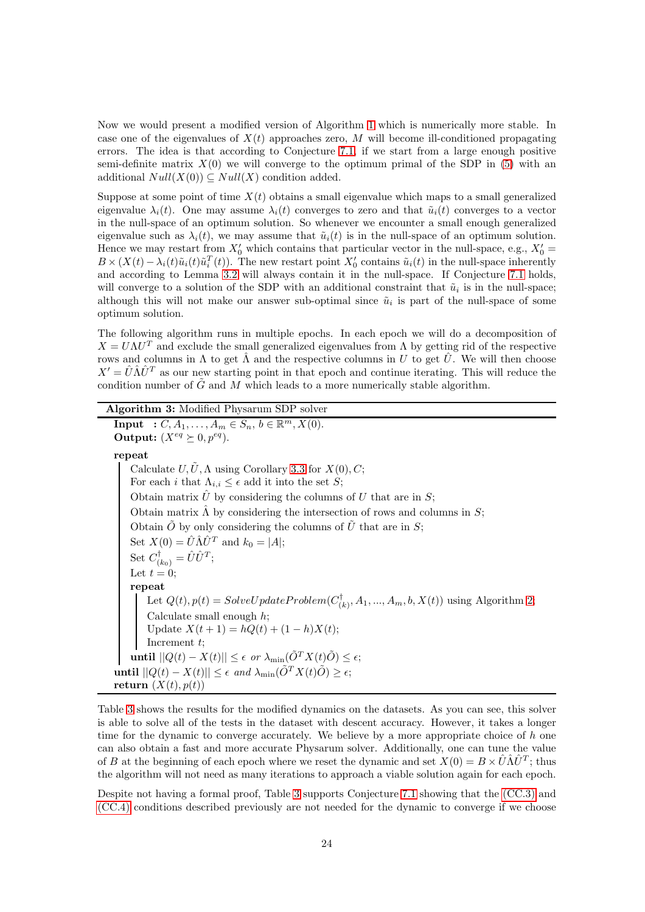Now we would present a modified version of Algorithm 1 which is numerically more stable. In case one of the eigenvalues of $X(t)$ approaches zero, $M$ will become ill-conditioned propagating errors. The idea is that according to Conjecture 7.1, if we start from a large enough positive semi-definite matrix $X(0)$ we will converge to the optimum primal of the SDP in (5) with an additional $Null(X(0)) \subseteq Null(X)$ condition added.

Suppose at some point of time $X(t)$ obtains a small eigenvalue which maps to a small generalized eigenvalue $\lambda_i(t)$. One may assume $\lambda_i(t)$ converges to zero and that $\tilde{u}_i(t)$ converges to a vector in the null-space of an optimum solution. So whenever we encounter a small enough generalized eigenvalue such as $\lambda_i(t)$, we may assume that $\tilde{u}_i(t)$ is in the null-space of an optimum solution. Hence we may restart from $X'_0$ which contains that particular vector in the null-space, e.g., $X'_0 = B \times (X(t) - \lambda_i(t)\tilde{u}_i(t)\tilde{u}_i^T(t))$. The new restart point $X'_0$ contains $\tilde{u}_i(t)$ in the null-space inherently and according to Lemma 3.2 will always contain it in the null-space. If Conjecture 7.1 holds, will converge to a solution of the SDP with an additional constraint that $\tilde{u}_i$ is in the null-space; although this will not make our answer sub-optimal since $\tilde{u}_i$ is part of the null-space of some optimum solution.

The following algorithm runs in multiple epochs. In each epoch we will do a decomposition of $X = U\Lambda U^T$ and exclude the small generalized eigenvalues from $\Lambda$ by getting rid of the respective rows and columns in $\Lambda$ to get $\hat{\Lambda}$ and the respective columns in $U$ to get $\hat{U}$. We will then choose $X' = \hat{U}\hat{\Lambda}\hat{U}^T$ as our new starting point in that epoch and continue iterating. This will reduce the condition number of $\tilde{G}$ and $M$ which leads to a more numerically stable algorithm.

**Algorithm 3:** Modified Physarum SDP solver

```
Input  : C, A_1, ..., A_m ∈ S_n, b ∈ R^m, X(0).
Output: (X^eq ⪰ 0, p^eq).
repeat
    Calculate U, Ũ, Λ using Corollary 3.3 for X(0), C;
    For each i that Λ_{i,i} ≤ ϵ add it into the set S;
    Obtain matrix Û by considering the columns of U that are in S;
    Obtain matrix Λ̂ by considering the intersection of rows and columns in S;
    Obtain Õ by only considering the columns of Ũ that are in S;
    Set X(0) = Û Λ̂ Û^T and k_0 = |A|;
    Set C†_(k_0) = Û Û^T;
    Let t = 0;
    repeat
        Let Q(t), p(t) = SolveUpdateProblem(C†_(k), A_1, ..., A_m, b, X(t)) using Algorithm 2;
        Calculate small enough h;
        Update X(t+1) = hQ(t) + (1 − h)X(t);
        Increment t;
    until ||Q(t) − X(t)|| ≤ ϵ or λ_min(Õ^T X(t) Õ) ≤ ϵ;
until ||Q(t) − X(t)|| ≤ ϵ and λ_min(Õ^T X(t) Õ) ≥ ϵ;
return (X(t), p(t))
```

Table 3 shows the results for the modified dynamics on the datasets. As you can see, this solver is able to solve all of the tests in the dataset with descent accuracy. However, it takes a longer time for the dynamic to converge accurately. We believe by a more appropriate choice of $h$ one can also obtain a fast and more accurate Physarum solver. Additionally, one can tune the value of $B$ at the beginning of each epoch where we reset the dynamic and set $X(0) = B \times \hat{U}\hat{\Lambda}\hat{U}^T$; thus the algorithm will not need as many iterations to approach a viable solution again for each epoch.

Despite not having a formal proof, Table 3 supports Conjecture 7.1 showing that the (CC.3) and (CC.4) conditions described previously are not needed for the dynamic to converge if we choose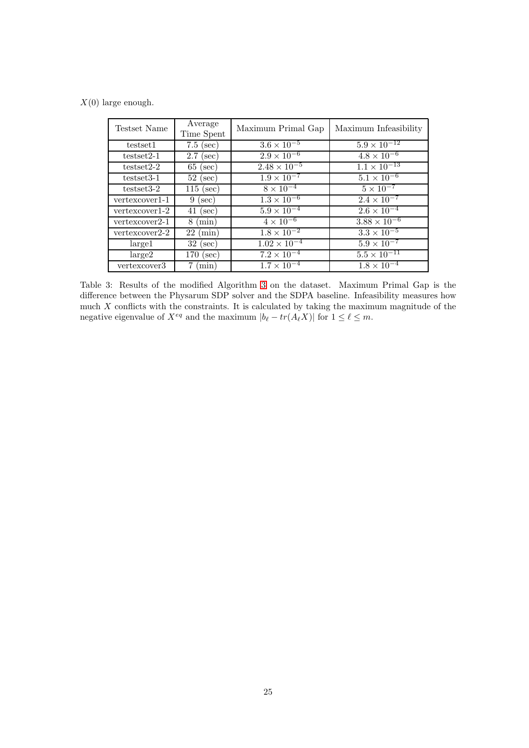$X(0)$ large enough.

| Testset Name | Average Time Spent | Maximum Primal Gap | Maximum Infeasibility |
|---|---|---|---|
| testset1 | 7.5 (sec) | $3.6 \times 10^{-5}$ | $5.9 \times 10^{-12}$ |
| testset2-1 | 2.7 (sec) | $2.9 \times 10^{-6}$ | $4.8 \times 10^{-6}$ |
| testset2-2 | 65 (sec) | $2.48 \times 10^{-5}$ | $1.1 \times 10^{-13}$ |
| testset3-1 | 52 (sec) | $1.9 \times 10^{-7}$ | $5.1 \times 10^{-6}$ |
| testset3-2 | 115 (sec) | $8 \times 10^{-4}$ | $5 \times 10^{-7}$ |
| vertexcover1-1 | 9 (sec) | $1.3 \times 10^{-6}$ | $2.4 \times 10^{-7}$ |
| vertexcover1-2 | 41 (sec) | $5.9 \times 10^{-4}$ | $2.6 \times 10^{-4}$ |
| vertexcover2-1 | 8 (min) | $4 \times 10^{-6}$ | $3.88 \times 10^{-6}$ |
| vertexcover2-2 | 22 (min) | $1.8 \times 10^{-2}$ | $3.3 \times 10^{-5}$ |
| large1 | 32 (sec) | $1.02 \times 10^{-4}$ | $5.9 \times 10^{-7}$ |
| large2 | 170 (sec) | $7.2 \times 10^{-4}$ | $5.5 \times 10^{-11}$ |
| vertexcover3 | 7 (min) | $1.7 \times 10^{-4}$ | $1.8 \times 10^{-4}$ |

Table 3: Results of the modified Algorithm 3 on the dataset. Maximum Primal Gap is the difference between the Physarum SDP solver and the SDPA baseline. Infeasibility measures how much $X$ conflicts with the constraints. It is calculated by taking the maximum magnitude of the negative eigenvalue of $X^{eq}$ and the maximum $|b_\ell - tr(A_\ell X)|$ for $1 \leq \ell \leq m$.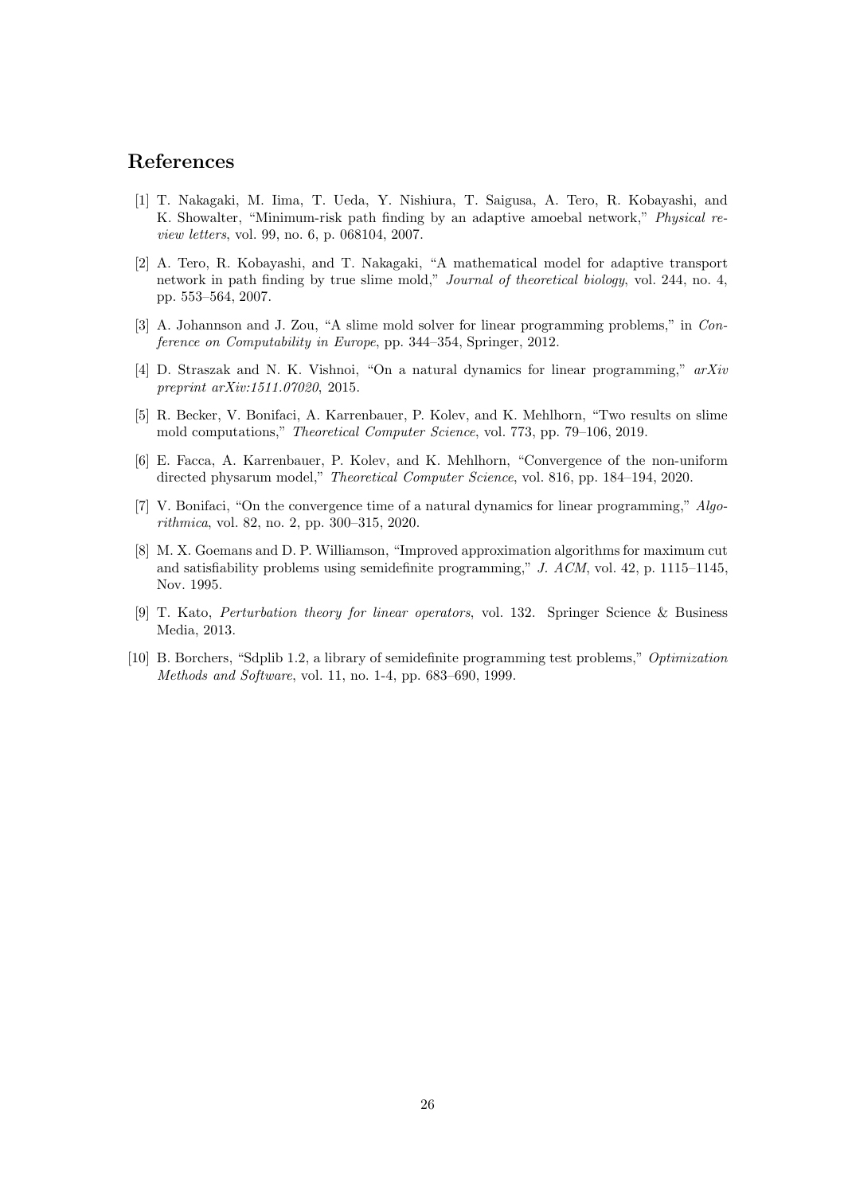## References

[1] T. Nakagaki, M. Iima, T. Ueda, Y. Nishiura, T. Saigusa, A. Tero, R. Kobayashi, and K. Showalter, "Minimum-risk path finding by an adaptive amoebal network," *Physical review letters*, vol. 99, no. 6, p. 068104, 2007.

[2] A. Tero, R. Kobayashi, and T. Nakagaki, "A mathematical model for adaptive transport network in path finding by true slime mold," *Journal of theoretical biology*, vol. 244, no. 4, pp. 553–564, 2007.

[3] A. Johannson and J. Zou, "A slime mold solver for linear programming problems," in *Conference on Computability in Europe*, pp. 344–354, Springer, 2012.

[4] D. Straszak and N. K. Vishnoi, "On a natural dynamics for linear programming," *arXiv preprint arXiv:1511.07020*, 2015.

[5] R. Becker, V. Bonifaci, A. Karrenbauer, P. Kolev, and K. Mehlhorn, "Two results on slime mold computations," *Theoretical Computer Science*, vol. 773, pp. 79–106, 2019.

[6] E. Facca, A. Karrenbauer, P. Kolev, and K. Mehlhorn, "Convergence of the non-uniform directed physarum model," *Theoretical Computer Science*, vol. 816, pp. 184–194, 2020.

[7] V. Bonifaci, "On the convergence time of a natural dynamics for linear programming," *Algorithmica*, vol. 82, no. 2, pp. 300–315, 2020.

[8] M. X. Goemans and D. P. Williamson, "Improved approximation algorithms for maximum cut and satisfiability problems using semidefinite programming," *J. ACM*, vol. 42, p. 1115–1145, Nov. 1995.

[9] T. Kato, *Perturbation theory for linear operators*, vol. 132. Springer Science & Business Media, 2013.

[10] B. Borchers, "Sdplib 1.2, a library of semidefinite programming test problems," *Optimization Methods and Software*, vol. 11, no. 1-4, pp. 683–690, 1999.